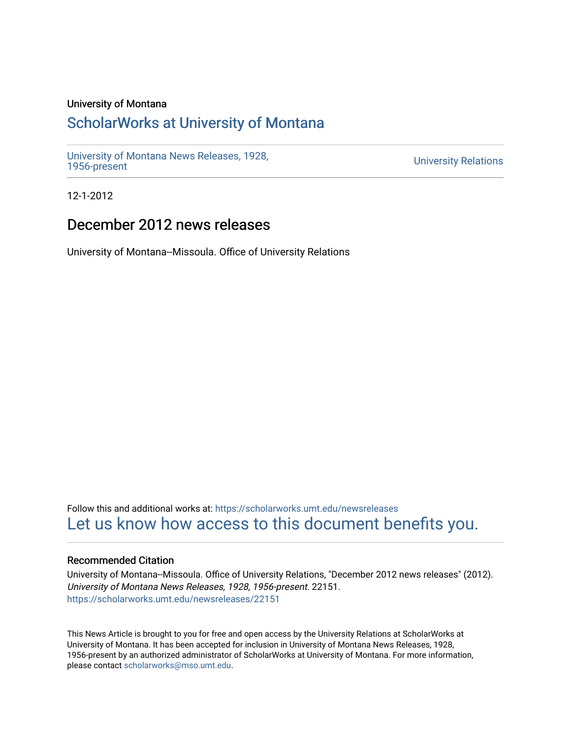University of Montana

# ScholarWorks at University of Montana

University of Montana News Releases, 1928, 1956-present

University Relations

12-1-2012

## December 2012 news releases

University of Montana--Missoula. Office of University Relations

Follow this and additional works at: https://scholarworks.umt.edu/newsreleases

Let us know how access to this document benefits you.

### Recommended Citation

University of Montana--Missoula. Office of University Relations, "December 2012 news releases" (2012). *University of Montana News Releases, 1928, 1956-present*. 22151.
https://scholarworks.umt.edu/newsreleases/22151

This News Article is brought to you for free and open access by the University Relations at ScholarWorks at University of Montana. It has been accepted for inclusion in University of Montana News Releases, 1928, 1956-present by an authorized administrator of ScholarWorks at University of Montana. For more information, please contact scholarworks@mso.umt.edu.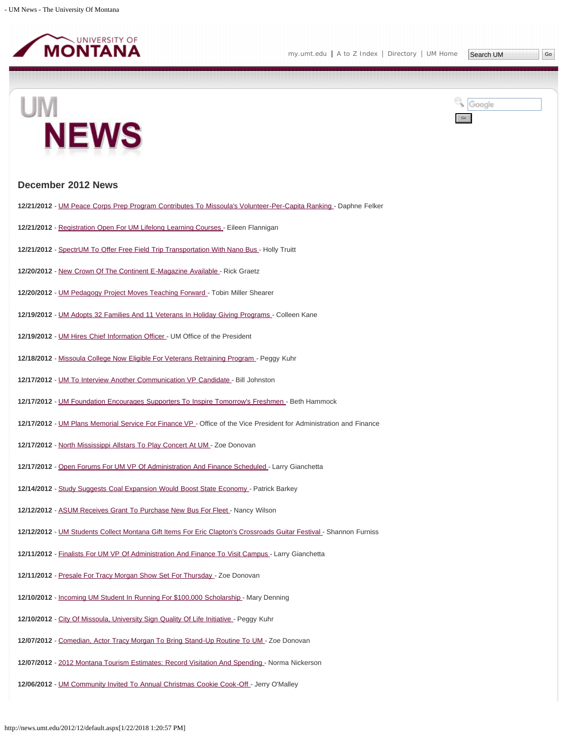## December 2012 News

**12/21/2012** - UM Peace Corps Prep Program Contributes To Missoula's Volunteer-Per-Capita Ranking - Daphne Felker

**12/21/2012** - Registration Open For UM Lifelong Learning Courses - Eileen Flannigan

**12/21/2012** - SpectrUM To Offer Free Field Trip Transportation With Nano Bus - Holly Truitt

**12/20/2012** - New Crown Of The Continent E-Magazine Available - Rick Graetz

**12/20/2012** - UM Pedagogy Project Moves Teaching Forward - Tobin Miller Shearer

**12/19/2012** - UM Adopts 32 Families And 11 Veterans In Holiday Giving Programs - Colleen Kane

**12/19/2012** - UM Hires Chief Information Officer - UM Office of the President

**12/18/2012** - Missoula College Now Eligible For Veterans Retraining Program - Peggy Kuhr

**12/17/2012** - UM To Interview Another Communication VP Candidate - Bill Johnston

**12/17/2012** - UM Foundation Encourages Supporters To Inspire Tomorrow's Freshmen - Beth Hammock

**12/17/2012** - UM Plans Memorial Service For Finance VP - Office of the Vice President for Administration and Finance

**12/17/2012** - North Mississippi Allstars To Play Concert At UM - Zoe Donovan

**12/17/2012** - Open Forums For UM VP Of Administration And Finance Scheduled - Larry Gianchetta

**12/14/2012** - Study Suggests Coal Expansion Would Boost State Economy - Patrick Barkey

**12/12/2012** - ASUM Receives Grant To Purchase New Bus For Fleet - Nancy Wilson

**12/12/2012** - UM Students Collect Montana Gift Items For Eric Clapton's Crossroads Guitar Festival - Shannon Furniss

**12/11/2012** - Finalists For UM VP Of Administration And Finance To Visit Campus - Larry Gianchetta

**12/11/2012** - Presale For Tracy Morgan Show Set For Thursday - Zoe Donovan

**12/10/2012** - Incoming UM Student In Running For $100,000 Scholarship - Mary Denning

**12/10/2012** - City Of Missoula, University Sign Quality Of Life Initiative - Peggy Kuhr

**12/07/2012** - Comedian, Actor Tracy Morgan To Bring Stand-Up Routine To UM - Zoe Donovan

**12/07/2012** - 2012 Montana Tourism Estimates: Record Visitation And Spending - Norma Nickerson

**12/06/2012** - UM Community Invited To Annual Christmas Cookie Cook-Off - Jerry O'Malley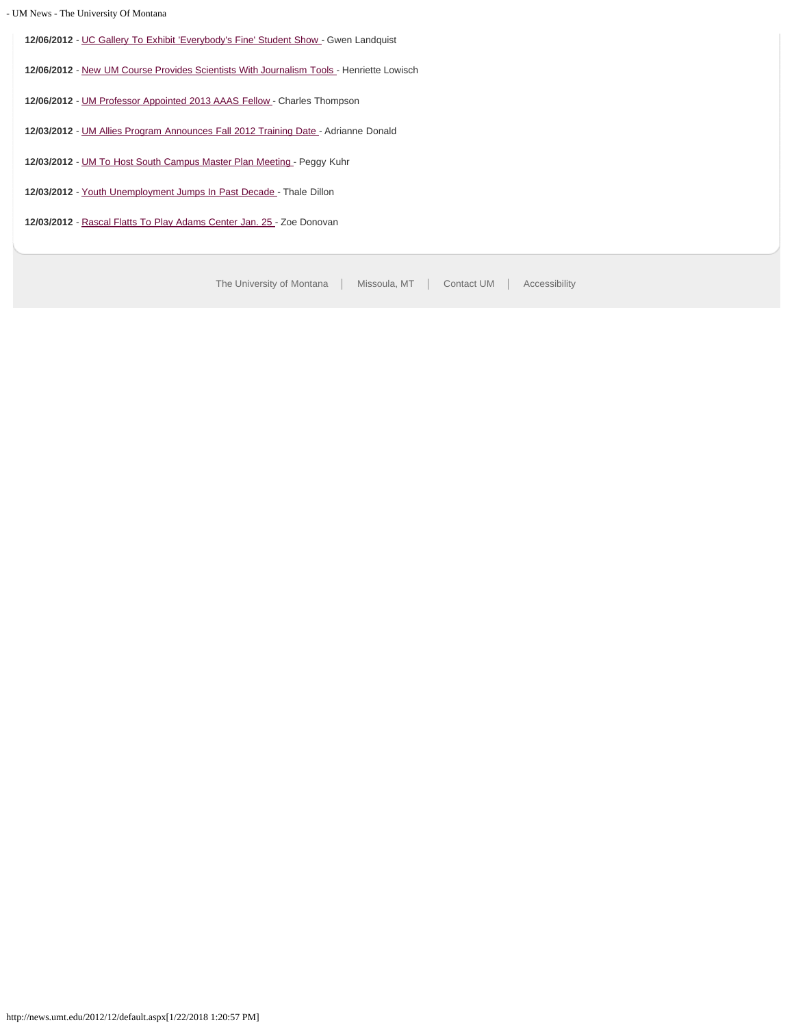**12/06/2012** - UC Gallery To Exhibit 'Everybody's Fine' Student Show - Gwen Landquist

**12/06/2012** - New UM Course Provides Scientists With Journalism Tools - Henriette Lowisch

**12/06/2012** - UM Professor Appointed 2013 AAAS Fellow - Charles Thompson

**12/03/2012** - UM Allies Program Announces Fall 2012 Training Date - Adrianne Donald

**12/03/2012** - UM To Host South Campus Master Plan Meeting - Peggy Kuhr

**12/03/2012** - Youth Unemployment Jumps In Past Decade - Thale Dillon

**12/03/2012** - Rascal Flatts To Play Adams Center Jan. 25 - Zoe Donovan

The University of Montana | Missoula, MT | Contact UM | Accessibility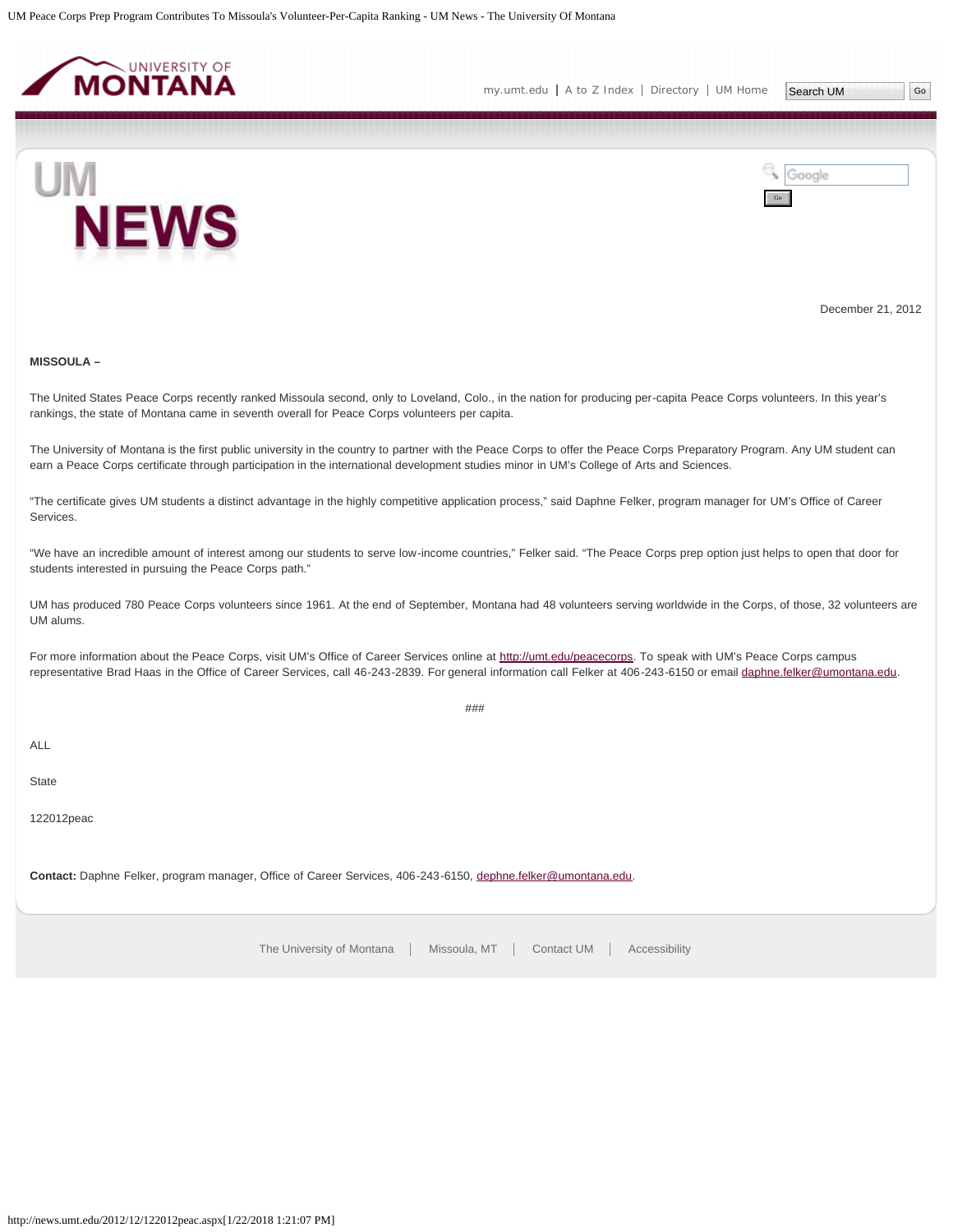December 21, 2012

**MISSOULA –**

The United States Peace Corps recently ranked Missoula second, only to Loveland, Colo., in the nation for producing per-capita Peace Corps volunteers. In this year's rankings, the state of Montana came in seventh overall for Peace Corps volunteers per capita.

The University of Montana is the first public university in the country to partner with the Peace Corps to offer the Peace Corps Preparatory Program. Any UM student can earn a Peace Corps certificate through participation in the international development studies minor in UM's College of Arts and Sciences.

"The certificate gives UM students a distinct advantage in the highly competitive application process," said Daphne Felker, program manager for UM's Office of Career Services.

"We have an incredible amount of interest among our students to serve low-income countries," Felker said. "The Peace Corps prep option just helps to open that door for students interested in pursuing the Peace Corps path."

UM has produced 780 Peace Corps volunteers since 1961. At the end of September, Montana had 48 volunteers serving worldwide in the Corps, of those, 32 volunteers are UM alums.

For more information about the Peace Corps, visit UM's Office of Career Services online at [http://umt.edu/peacecorps](http://umt.edu/peacecorps). To speak with UM's Peace Corps campus representative Brad Haas in the Office of Career Services, call 46-243-2839. For general information call Felker at 406-243-6150 or email [daphne.felker@umontana.edu](mailto:daphne.felker@umontana.edu).

###

ALL

State

122012peac

**Contact:** Daphne Felker, program manager, Office of Career Services, 406-243-6150, [dephne.felker@umontana.edu](mailto:dephne.felker@umontana.edu).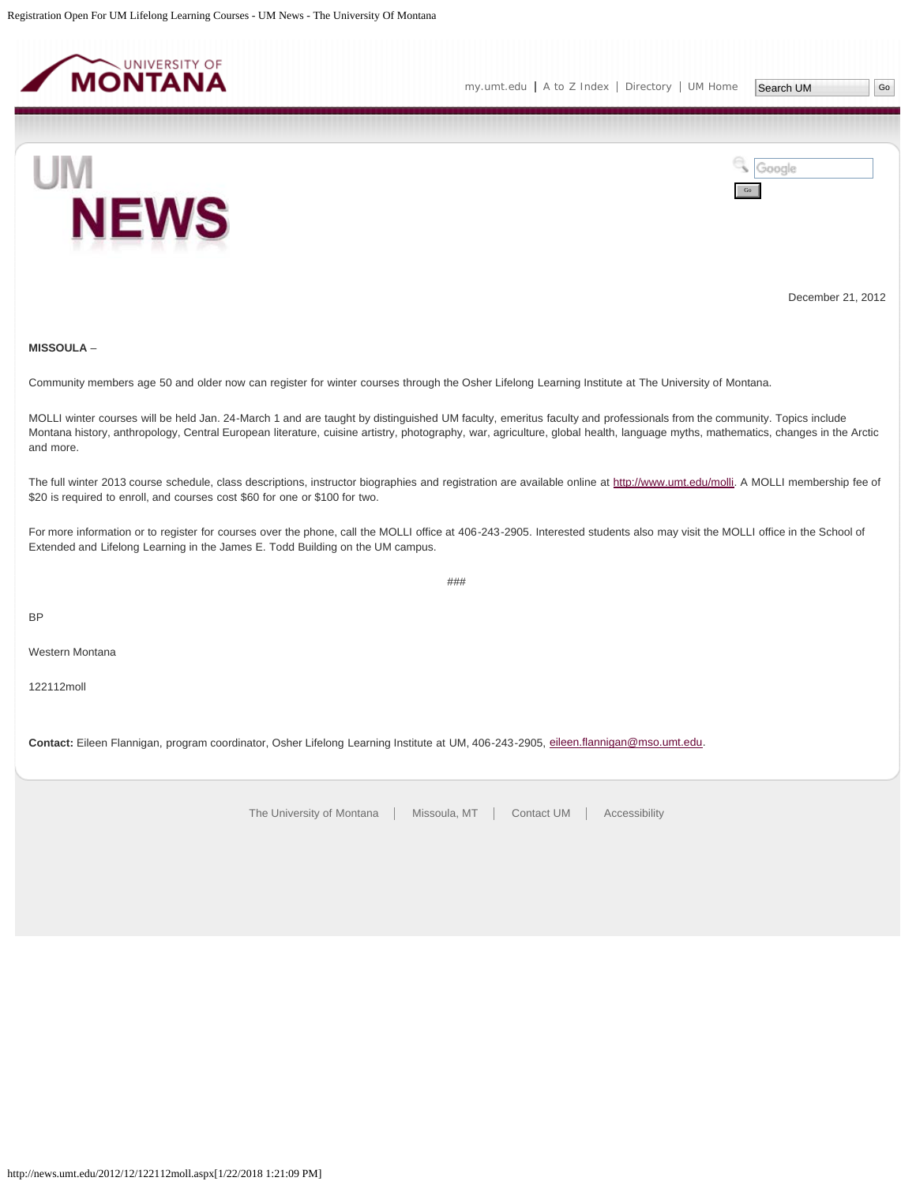December 21, 2012

**MISSOULA** –

Community members age 50 and older now can register for winter courses through the Osher Lifelong Learning Institute at The University of Montana.

MOLLI winter courses will be held Jan. 24-March 1 and are taught by distinguished UM faculty, emeritus faculty and professionals from the community. Topics include Montana history, anthropology, Central European literature, cuisine artistry, photography, war, agriculture, global health, language myths, mathematics, changes in the Arctic and more.

The full winter 2013 course schedule, class descriptions, instructor biographies and registration are available online at http://www.umt.edu/molli. A MOLLI membership fee of $20 is required to enroll, and courses cost $60 for one or $100 for two.

For more information or to register for courses over the phone, call the MOLLI office at 406-243-2905. Interested students also may visit the MOLLI office in the School of Extended and Lifelong Learning in the James E. Todd Building on the UM campus.

###

BP

Western Montana

122112moll

**Contact:** Eileen Flannigan, program coordinator, Osher Lifelong Learning Institute at UM, 406-243-2905, eileen.flannigan@mso.umt.edu.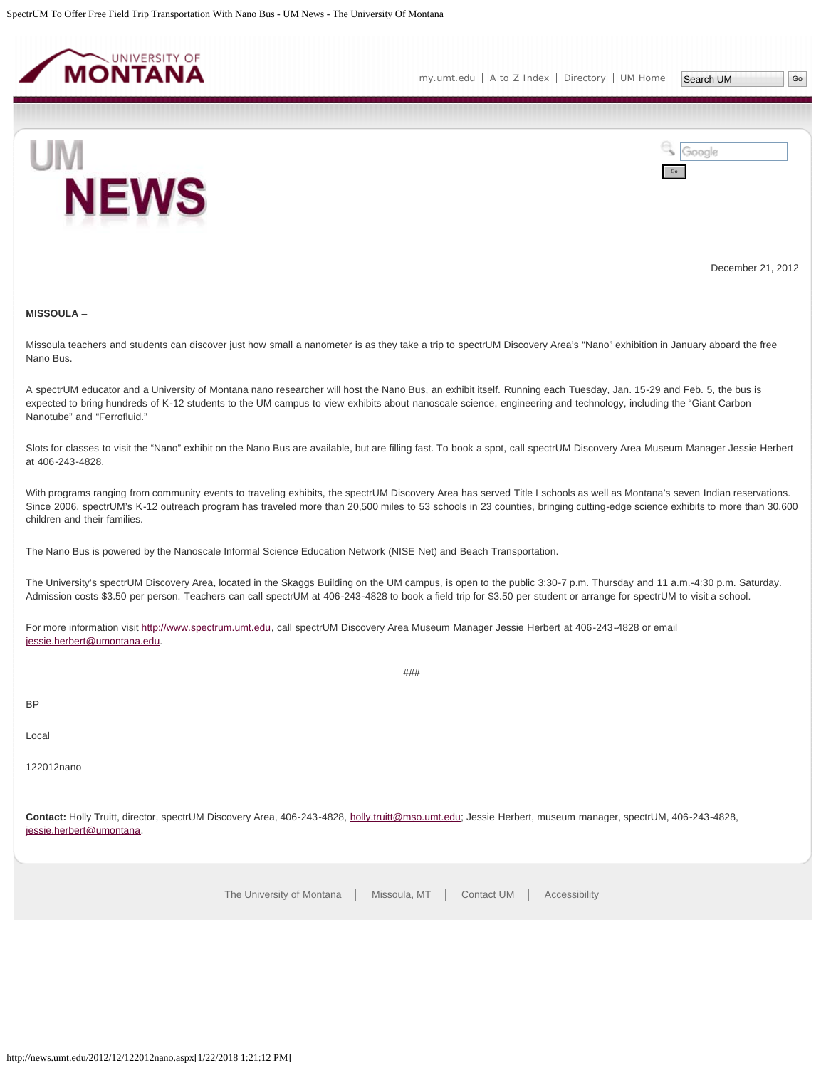December 21, 2012

**MISSOULA** –

Missoula teachers and students can discover just how small a nanometer is as they take a trip to spectrUM Discovery Area's "Nano" exhibition in January aboard the free Nano Bus.

A spectrUM educator and a University of Montana nano researcher will host the Nano Bus, an exhibit itself. Running each Tuesday, Jan. 15-29 and Feb. 5, the bus is expected to bring hundreds of K-12 students to the UM campus to view exhibits about nanoscale science, engineering and technology, including the "Giant Carbon Nanotube" and "Ferrofluid."

Slots for classes to visit the "Nano" exhibit on the Nano Bus are available, but are filling fast. To book a spot, call spectrUM Discovery Area Museum Manager Jessie Herbert at 406-243-4828.

With programs ranging from community events to traveling exhibits, the spectrUM Discovery Area has served Title I schools as well as Montana's seven Indian reservations. Since 2006, spectrUM's K-12 outreach program has traveled more than 20,500 miles to 53 schools in 23 counties, bringing cutting-edge science exhibits to more than 30,600 children and their families.

The Nano Bus is powered by the Nanoscale Informal Science Education Network (NISE Net) and Beach Transportation.

The University's spectrUM Discovery Area, located in the Skaggs Building on the UM campus, is open to the public 3:30-7 p.m. Thursday and 11 a.m.-4:30 p.m. Saturday. Admission costs $3.50 per person. Teachers can call spectrUM at 406-243-4828 to book a field trip for $3.50 per student or arrange for spectrUM to visit a school.

For more information visit http://www.spectrum.umt.edu, call spectrUM Discovery Area Museum Manager Jessie Herbert at 406-243-4828 or email jessie.herbert@umontana.edu.

###

BP

Local

122012nano

**Contact:** Holly Truitt, director, spectrUM Discovery Area, 406-243-4828, holly.truitt@mso.umt.edu; Jessie Herbert, museum manager, spectrUM, 406-243-4828, jessie.herbert@umontana.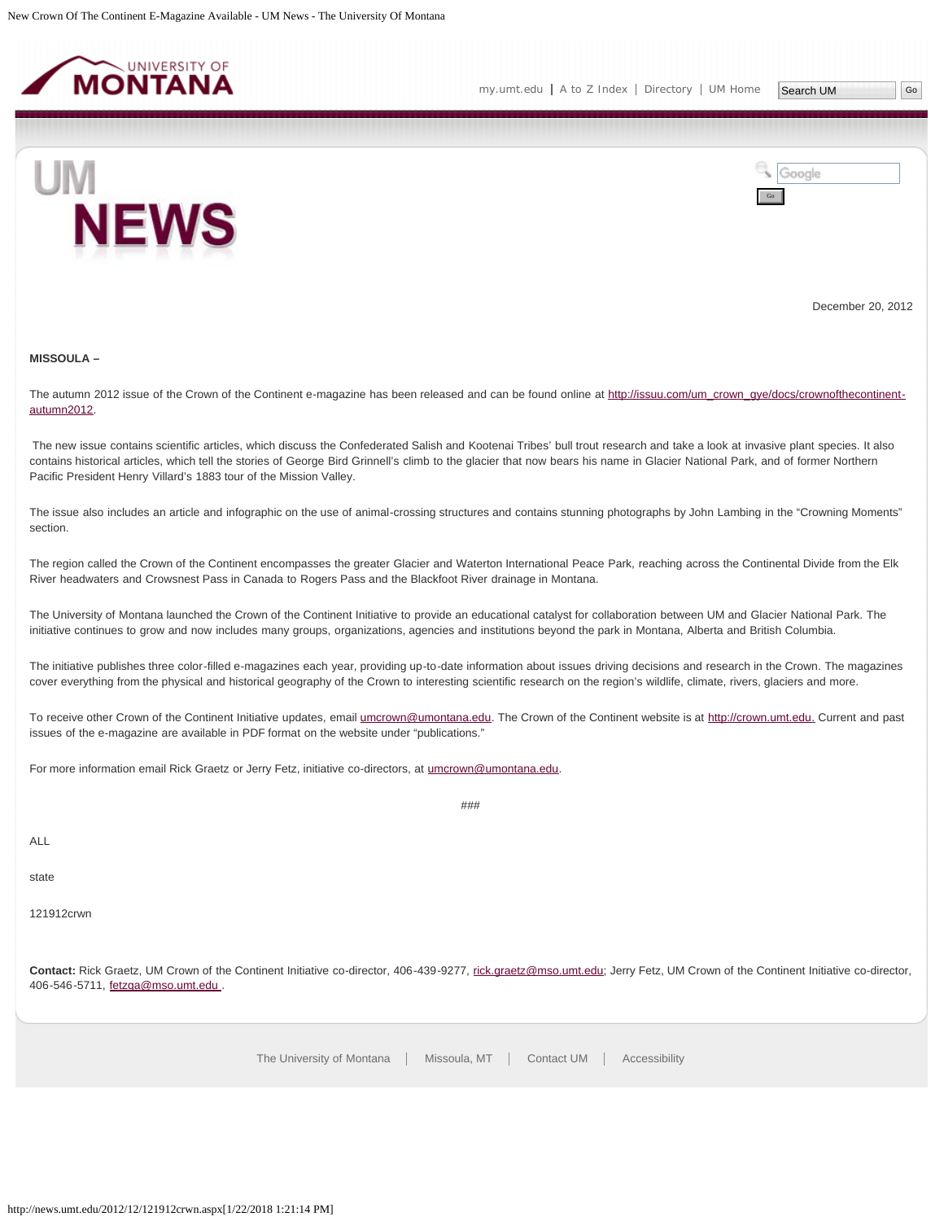December 20, 2012

**MISSOULA –**

The autumn 2012 issue of the Crown of the Continent e-magazine has been released and can be found online at http://issuu.com/um_crown_gye/docs/crownofthecontinent-autumn2012.

The new issue contains scientific articles, which discuss the Confederated Salish and Kootenai Tribes' bull trout research and take a look at invasive plant species. It also contains historical articles, which tell the stories of George Bird Grinnell's climb to the glacier that now bears his name in Glacier National Park, and of former Northern Pacific President Henry Villard's 1883 tour of the Mission Valley.

The issue also includes an article and infographic on the use of animal-crossing structures and contains stunning photographs by John Lambing in the "Crowning Moments" section.

The region called the Crown of the Continent encompasses the greater Glacier and Waterton International Peace Park, reaching across the Continental Divide from the Elk River headwaters and Crowsnest Pass in Canada to Rogers Pass and the Blackfoot River drainage in Montana.

The University of Montana launched the Crown of the Continent Initiative to provide an educational catalyst for collaboration between UM and Glacier National Park. The initiative continues to grow and now includes many groups, organizations, agencies and institutions beyond the park in Montana, Alberta and British Columbia.

The initiative publishes three color-filled e-magazines each year, providing up-to-date information about issues driving decisions and research in the Crown. The magazines cover everything from the physical and historical geography of the Crown to interesting scientific research on the region's wildlife, climate, rivers, glaciers and more.

To receive other Crown of the Continent Initiative updates, email umcrown@umontana.edu. The Crown of the Continent website is at http://crown.umt.edu. Current and past issues of the e-magazine are available in PDF format on the website under "publications."

For more information email Rick Graetz or Jerry Fetz, initiative co-directors, at umcrown@umontana.edu.

###

ALL

state

121912crwn

**Contact:** Rick Graetz, UM Crown of the Continent Initiative co-director, 406-439-9277, rick.graetz@mso.umt.edu; Jerry Fetz, UM Crown of the Continent Initiative co-director, 406-546-5711, fetzga@mso.umt.edu.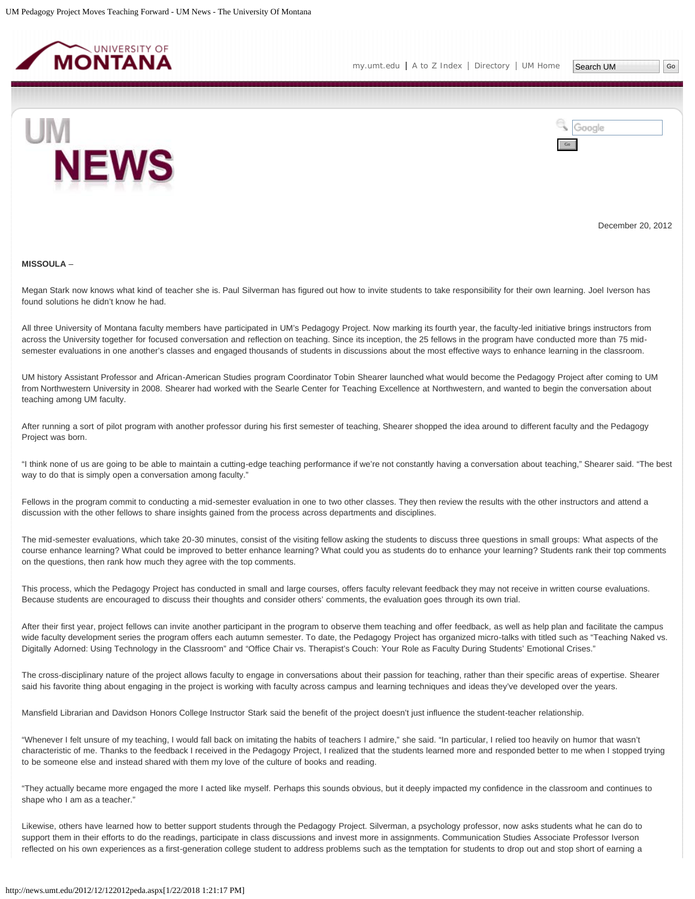December 20, 2012

**MISSOULA** –

Megan Stark now knows what kind of teacher she is. Paul Silverman has figured out how to invite students to take responsibility for their own learning. Joel Iverson has found solutions he didn't know he had.

All three University of Montana faculty members have participated in UM's Pedagogy Project. Now marking its fourth year, the faculty-led initiative brings instructors from across the University together for focused conversation and reflection on teaching. Since its inception, the 25 fellows in the program have conducted more than 75 mid-semester evaluations in one another's classes and engaged thousands of students in discussions about the most effective ways to enhance learning in the classroom.

UM history Assistant Professor and African-American Studies program Coordinator Tobin Shearer launched what would become the Pedagogy Project after coming to UM from Northwestern University in 2008. Shearer had worked with the Searle Center for Teaching Excellence at Northwestern, and wanted to begin the conversation about teaching among UM faculty.

After running a sort of pilot program with another professor during his first semester of teaching, Shearer shopped the idea around to different faculty and the Pedagogy Project was born.

"I think none of us are going to be able to maintain a cutting-edge teaching performance if we're not constantly having a conversation about teaching," Shearer said. "The best way to do that is simply open a conversation among faculty."

Fellows in the program commit to conducting a mid-semester evaluation in one to two other classes. They then review the results with the other instructors and attend a discussion with the other fellows to share insights gained from the process across departments and disciplines.

The mid-semester evaluations, which take 20-30 minutes, consist of the visiting fellow asking the students to discuss three questions in small groups: What aspects of the course enhance learning? What could be improved to better enhance learning? What could you as students do to enhance your learning? Students rank their top comments on the questions, then rank how much they agree with the top comments.

This process, which the Pedagogy Project has conducted in small and large courses, offers faculty relevant feedback they may not receive in written course evaluations. Because students are encouraged to discuss their thoughts and consider others' comments, the evaluation goes through its own trial.

After their first year, project fellows can invite another participant in the program to observe them teaching and offer feedback, as well as help plan and facilitate the campus wide faculty development series the program offers each autumn semester. To date, the Pedagogy Project has organized micro-talks with titled such as "Teaching Naked vs. Digitally Adorned: Using Technology in the Classroom" and "Office Chair vs. Therapist's Couch: Your Role as Faculty During Students' Emotional Crises."

The cross-disciplinary nature of the project allows faculty to engage in conversations about their passion for teaching, rather than their specific areas of expertise. Shearer said his favorite thing about engaging in the project is working with faculty across campus and learning techniques and ideas they've developed over the years.

Mansfield Librarian and Davidson Honors College Instructor Stark said the benefit of the project doesn't just influence the student-teacher relationship.

"Whenever I felt unsure of my teaching, I would fall back on imitating the habits of teachers I admire," she said. "In particular, I relied too heavily on humor that wasn't characteristic of me. Thanks to the feedback I received in the Pedagogy Project, I realized that the students learned more and responded better to me when I stopped trying to be someone else and instead shared with them my love of the culture of books and reading.

"They actually became more engaged the more I acted like myself. Perhaps this sounds obvious, but it deeply impacted my confidence in the classroom and continues to shape who I am as a teacher."

Likewise, others have learned how to better support students through the Pedagogy Project. Silverman, a psychology professor, now asks students what he can do to support them in their efforts to do the readings, participate in class discussions and invest more in assignments. Communication Studies Associate Professor Iverson reflected on his own experiences as a first-generation college student to address problems such as the temptation for students to drop out and stop short of earning a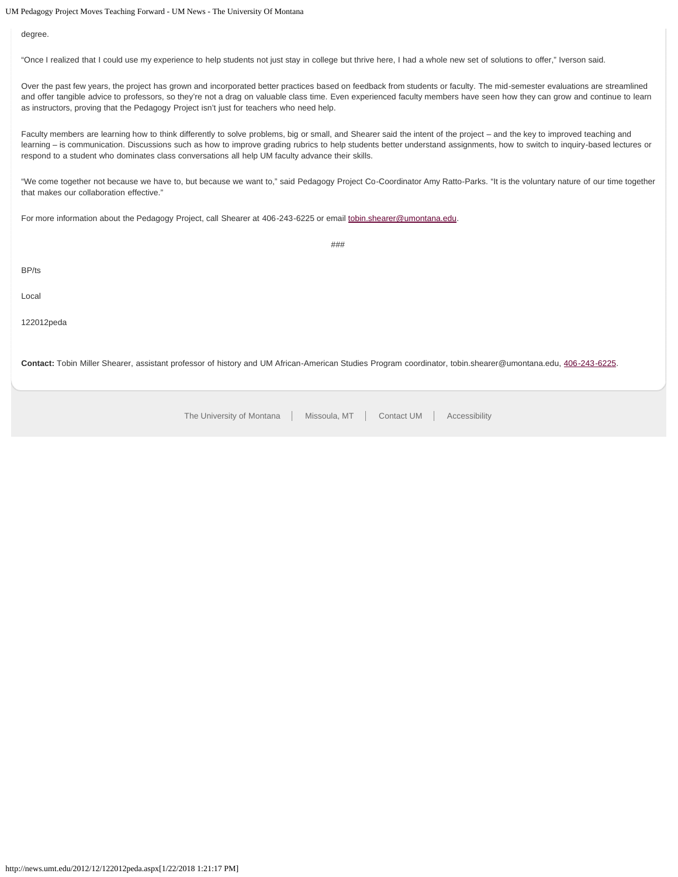degree.

"Once I realized that I could use my experience to help students not just stay in college but thrive here, I had a whole new set of solutions to offer," Iverson said.

Over the past few years, the project has grown and incorporated better practices based on feedback from students or faculty. The mid-semester evaluations are streamlined and offer tangible advice to professors, so they're not a drag on valuable class time. Even experienced faculty members have seen how they can grow and continue to learn as instructors, proving that the Pedagogy Project isn't just for teachers who need help.

Faculty members are learning how to think differently to solve problems, big or small, and Shearer said the intent of the project – and the key to improved teaching and learning – is communication. Discussions such as how to improve grading rubrics to help students better understand assignments, how to switch to inquiry-based lectures or respond to a student who dominates class conversations all help UM faculty advance their skills.

"We come together not because we have to, but because we want to," said Pedagogy Project Co-Coordinator Amy Ratto-Parks. "It is the voluntary nature of our time together that makes our collaboration effective."

For more information about the Pedagogy Project, call Shearer at 406-243-6225 or email tobin.shearer@umontana.edu.

###

BP/ts

Local

122012peda

**Contact:** Tobin Miller Shearer, assistant professor of history and UM African-American Studies Program coordinator, tobin.shearer@umontana.edu, 406-243-6225.

The University of Montana | Missoula, MT | Contact UM | Accessibility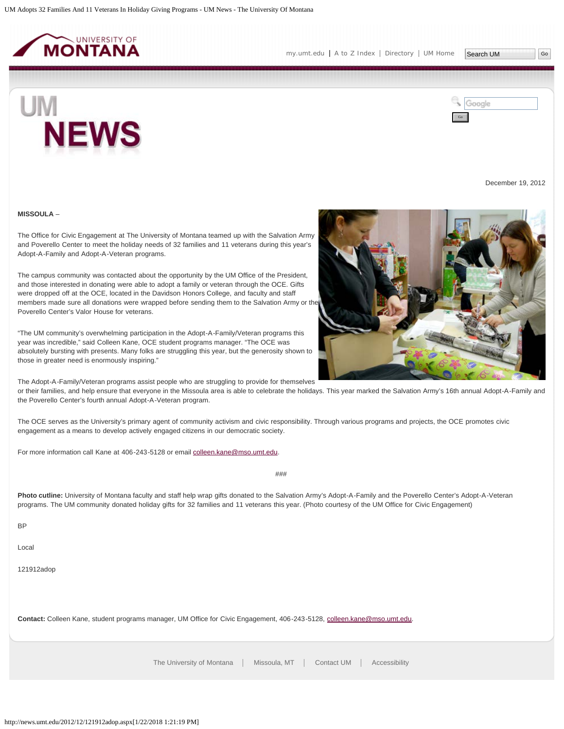December 19, 2012

**MISSOULA** –

The Office for Civic Engagement at The University of Montana teamed up with the Salvation Army and Poverello Center to meet the holiday needs of 32 families and 11 veterans during this year's Adopt-A-Family and Adopt-A-Veteran programs.

The campus community was contacted about the opportunity by the UM Office of the President, and those interested in donating were able to adopt a family or veteran through the OCE. Gifts were dropped off at the OCE, located in the Davidson Honors College, and faculty and staff members made sure all donations were wrapped before sending them to the Salvation Army or the Poverello Center's Valor House for veterans.

"The UM community's overwhelming participation in the Adopt-A-Family/Veteran programs this year was incredible," said Colleen Kane, OCE student programs manager. "The OCE was absolutely bursting with presents. Many folks are struggling this year, but the generosity shown to those in greater need is enormously inspiring."

The Adopt-A-Family/Veteran programs assist people who are struggling to provide for themselves or their families, and help ensure that everyone in the Missoula area is able to celebrate the holidays. This year marked the Salvation Army's 16th annual Adopt-A-Family and the Poverello Center's fourth annual Adopt-A-Veteran program.

The OCE serves as the University's primary agent of community activism and civic responsibility. Through various programs and projects, the OCE promotes civic engagement as a means to develop actively engaged citizens in our democratic society.

For more information call Kane at 406-243-5128 or email colleen.kane@mso.umt.edu.

###

**Photo cutline:** University of Montana faculty and staff help wrap gifts donated to the Salvation Army's Adopt-A-Family and the Poverello Center's Adopt-A-Veteran programs. The UM community donated holiday gifts for 32 families and 11 veterans this year. (Photo courtesy of the UM Office for Civic Engagement)

BP

Local

121912adop

**Contact:** Colleen Kane, student programs manager, UM Office for Civic Engagement, 406-243-5128, colleen.kane@mso.umt.edu.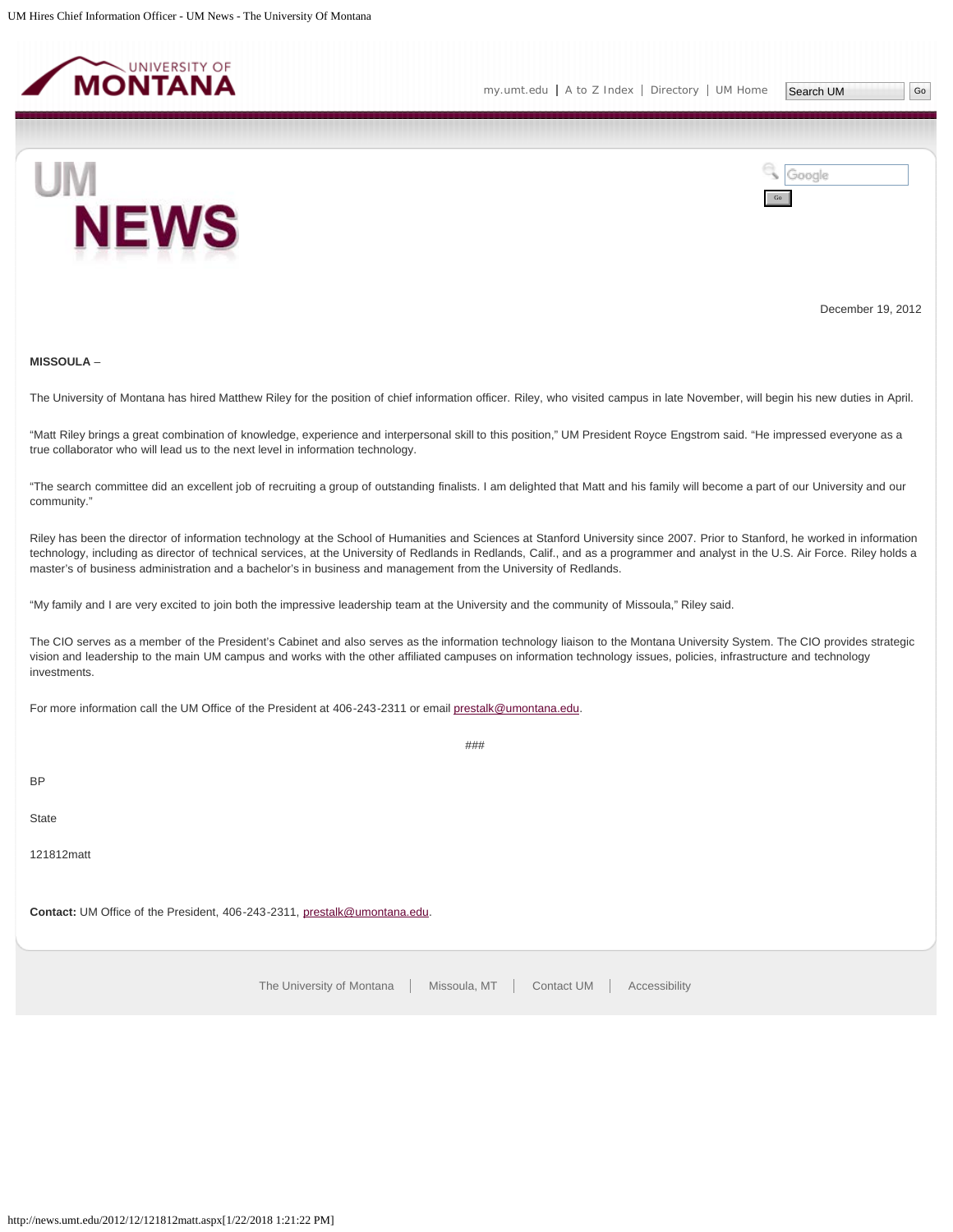December 19, 2012

**MISSOULA** –

The University of Montana has hired Matthew Riley for the position of chief information officer. Riley, who visited campus in late November, will begin his new duties in April.

"Matt Riley brings a great combination of knowledge, experience and interpersonal skill to this position," UM President Royce Engstrom said. "He impressed everyone as a true collaborator who will lead us to the next level in information technology.

"The search committee did an excellent job of recruiting a group of outstanding finalists. I am delighted that Matt and his family will become a part of our University and our community."

Riley has been the director of information technology at the School of Humanities and Sciences at Stanford University since 2007. Prior to Stanford, he worked in information technology, including as director of technical services, at the University of Redlands in Redlands, Calif., and as a programmer and analyst in the U.S. Air Force. Riley holds a master's of business administration and a bachelor's in business and management from the University of Redlands.

"My family and I are very excited to join both the impressive leadership team at the University and the community of Missoula," Riley said.

The CIO serves as a member of the President's Cabinet and also serves as the information technology liaison to the Montana University System. The CIO provides strategic vision and leadership to the main UM campus and works with the other affiliated campuses on information technology issues, policies, infrastructure and technology investments.

For more information call the UM Office of the President at 406-243-2311 or email prestalk@umontana.edu.

###

BP

State

121812matt

**Contact:** UM Office of the President, 406-243-2311, prestalk@umontana.edu.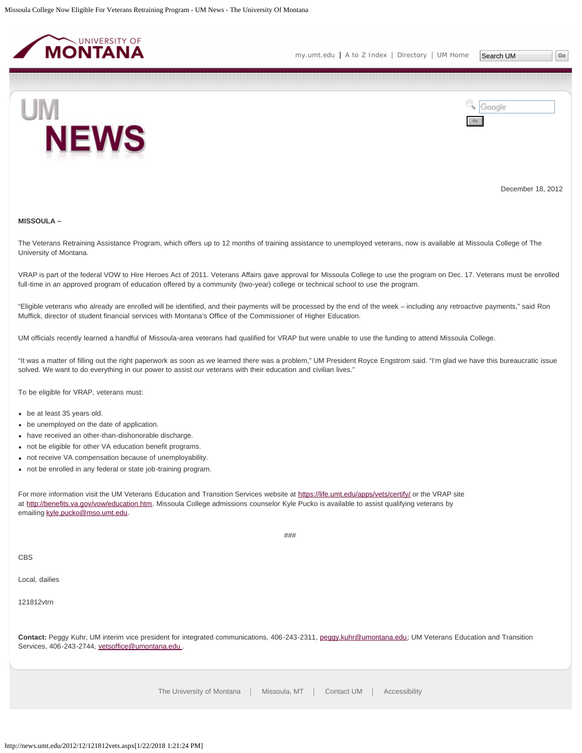December 18, 2012

**MISSOULA –**

The Veterans Retraining Assistance Program, which offers up to 12 months of training assistance to unemployed veterans, now is available at Missoula College of The University of Montana.

VRAP is part of the federal VOW to Hire Heroes Act of 2011. Veterans Affairs gave approval for Missoula College to use the program on Dec. 17. Veterans must be enrolled full-time in an approved program of education offered by a community (two-year) college or technical school to use the program.

“Eligible veterans who already are enrolled will be identified, and their payments will be processed by the end of the week – including any retroactive payments,” said Ron Muffick, director of student financial services with Montana’s Office of the Commissioner of Higher Education.

UM officials recently learned a handful of Missoula-area veterans had qualified for VRAP but were unable to use the funding to attend Missoula College.

“It was a matter of filling out the right paperwork as soon as we learned there was a problem,” UM President Royce Engstrom said. “I’m glad we have this bureaucratic issue solved. We want to do everything in our power to assist our veterans with their education and civilian lives.”

To be eligible for VRAP, veterans must:

- be at least 35 years old.
- be unemployed on the date of application.
- have received an other-than-dishonorable discharge.
- not be eligible for other VA education benefit programs.
- not receive VA compensation because of unemployability.
- not be enrolled in any federal or state job-training program.

For more information visit the UM Veterans Education and Transition Services website at https://life.umt.edu/apps/vets/certify/ or the VRAP site at http://benefits.va.gov/vow/education.htm. Missoula College admissions counselor Kyle Pucko is available to assist qualifying veterans by emailing kyle.pucko@mso.umt.edu.

###

CBS

Local, dailies

121812vtrn

**Contact:** Peggy Kuhr, UM interim vice president for integrated communications, 406-243-2311, peggy.kuhr@umontana.edu; UM Veterans Education and Transition Services, 406-243-2744, vetsoffice@umontana.edu .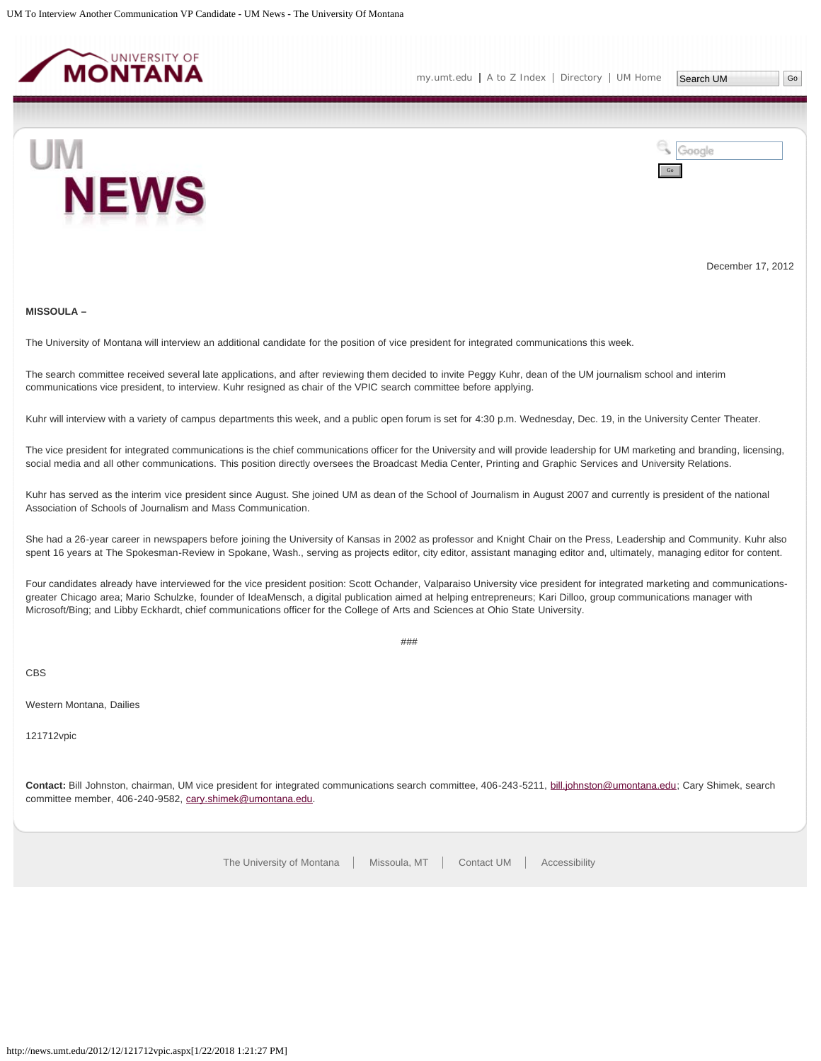December 17, 2012

**MISSOULA –**

The University of Montana will interview an additional candidate for the position of vice president for integrated communications this week.

The search committee received several late applications, and after reviewing them decided to invite Peggy Kuhr, dean of the UM journalism school and interim communications vice president, to interview. Kuhr resigned as chair of the VPIC search committee before applying.

Kuhr will interview with a variety of campus departments this week, and a public open forum is set for 4:30 p.m. Wednesday, Dec. 19, in the University Center Theater.

The vice president for integrated communications is the chief communications officer for the University and will provide leadership for UM marketing and branding, licensing, social media and all other communications. This position directly oversees the Broadcast Media Center, Printing and Graphic Services and University Relations.

Kuhr has served as the interim vice president since August. She joined UM as dean of the School of Journalism in August 2007 and currently is president of the national Association of Schools of Journalism and Mass Communication.

She had a 26-year career in newspapers before joining the University of Kansas in 2002 as professor and Knight Chair on the Press, Leadership and Community. Kuhr also spent 16 years at The Spokesman-Review in Spokane, Wash., serving as projects editor, city editor, assistant managing editor and, ultimately, managing editor for content.

Four candidates already have interviewed for the vice president position: Scott Ochander, Valparaiso University vice president for integrated marketing and communications-greater Chicago area; Mario Schulzke, founder of IdeaMensch, a digital publication aimed at helping entrepreneurs; Kari Dilloo, group communications manager with Microsoft/Bing; and Libby Eckhardt, chief communications officer for the College of Arts and Sciences at Ohio State University.

###

CBS

Western Montana, Dailies

121712vpic

**Contact:** Bill Johnston, chairman, UM vice president for integrated communications search committee, 406-243-5211, bill.johnston@umontana.edu; Cary Shimek, search committee member, 406-240-9582, cary.shimek@umontana.edu.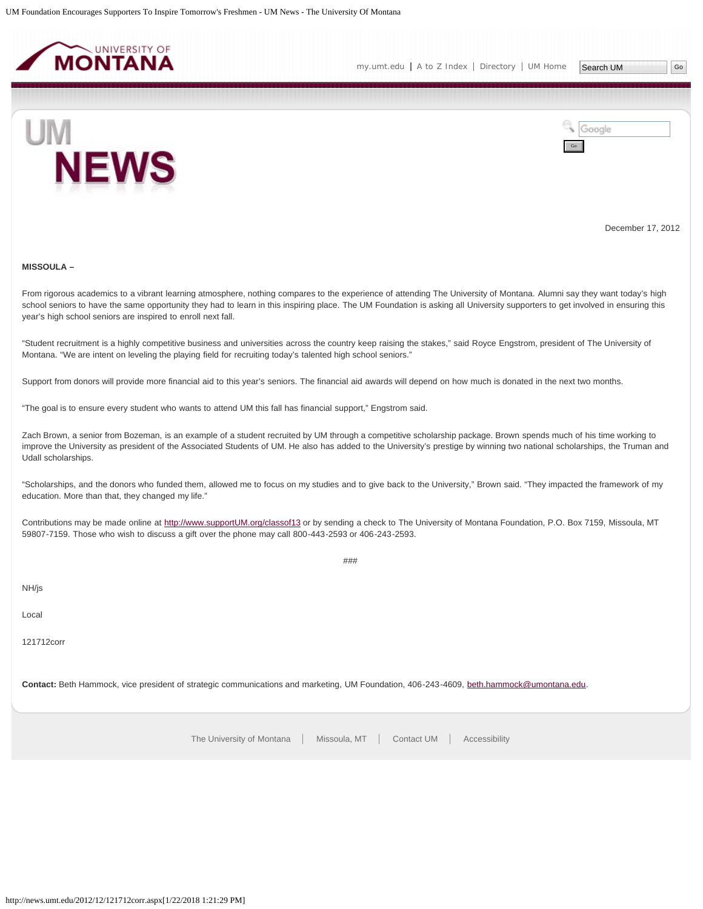December 17, 2012

**MISSOULA –**

From rigorous academics to a vibrant learning atmosphere, nothing compares to the experience of attending The University of Montana. Alumni say they want today's high school seniors to have the same opportunity they had to learn in this inspiring place. The UM Foundation is asking all University supporters to get involved in ensuring this year's high school seniors are inspired to enroll next fall.

"Student recruitment is a highly competitive business and universities across the country keep raising the stakes," said Royce Engstrom, president of The University of Montana. "We are intent on leveling the playing field for recruiting today's talented high school seniors."

Support from donors will provide more financial aid to this year's seniors. The financial aid awards will depend on how much is donated in the next two months.

"The goal is to ensure every student who wants to attend UM this fall has financial support," Engstrom said.

Zach Brown, a senior from Bozeman, is an example of a student recruited by UM through a competitive scholarship package. Brown spends much of his time working to improve the University as president of the Associated Students of UM. He also has added to the University's prestige by winning two national scholarships, the Truman and Udall scholarships.

"Scholarships, and the donors who funded them, allowed me to focus on my studies and to give back to the University," Brown said. "They impacted the framework of my education. More than that, they changed my life."

Contributions may be made online at http://www.supportUM.org/classof13 or by sending a check to The University of Montana Foundation, P.O. Box 7159, Missoula, MT 59807-7159. Those who wish to discuss a gift over the phone may call 800-443-2593 or 406-243-2593.

###

NH/js

Local

121712corr

**Contact:** Beth Hammock, vice president of strategic communications and marketing, UM Foundation, 406-243-4609, beth.hammock@umontana.edu.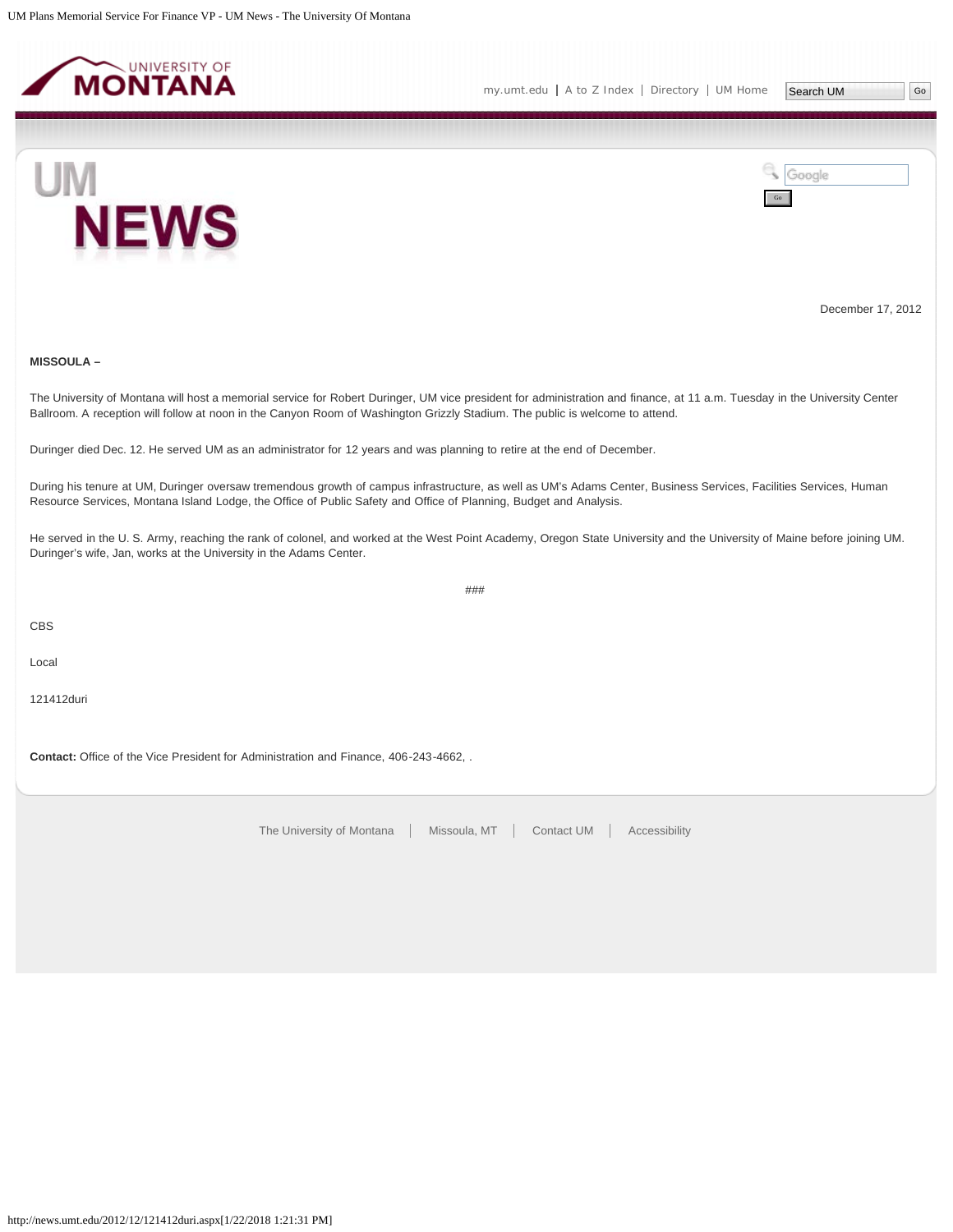December 17, 2012

**MISSOULA –**

The University of Montana will host a memorial service for Robert Duringer, UM vice president for administration and finance, at 11 a.m. Tuesday in the University Center Ballroom. A reception will follow at noon in the Canyon Room of Washington Grizzly Stadium. The public is welcome to attend.

Duringer died Dec. 12. He served UM as an administrator for 12 years and was planning to retire at the end of December.

During his tenure at UM, Duringer oversaw tremendous growth of campus infrastructure, as well as UM's Adams Center, Business Services, Facilities Services, Human Resource Services, Montana Island Lodge, the Office of Public Safety and Office of Planning, Budget and Analysis.

He served in the U. S. Army, reaching the rank of colonel, and worked at the West Point Academy, Oregon State University and the University of Maine before joining UM. Duringer's wife, Jan, works at the University in the Adams Center.

###

CBS

Local

121412duri

**Contact:** Office of the Vice President for Administration and Finance, 406-243-4662, .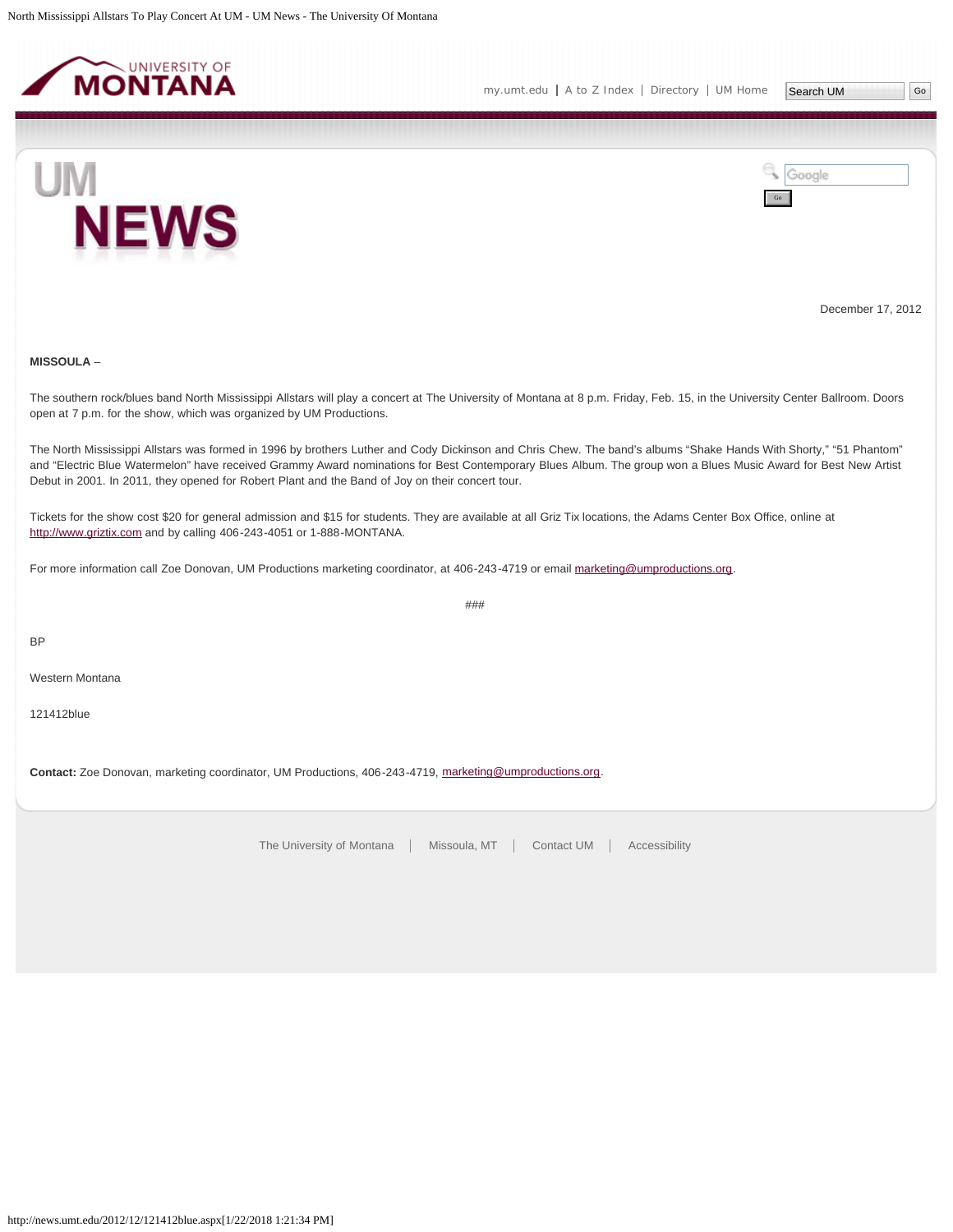December 17, 2012

**MISSOULA** –

The southern rock/blues band North Mississippi Allstars will play a concert at The University of Montana at 8 p.m. Friday, Feb. 15, in the University Center Ballroom. Doors open at 7 p.m. for the show, which was organized by UM Productions.

The North Mississippi Allstars was formed in 1996 by brothers Luther and Cody Dickinson and Chris Chew. The band's albums "Shake Hands With Shorty," "51 Phantom" and "Electric Blue Watermelon" have received Grammy Award nominations for Best Contemporary Blues Album. The group won a Blues Music Award for Best New Artist Debut in 2001. In 2011, they opened for Robert Plant and the Band of Joy on their concert tour.

Tickets for the show cost $20 for general admission and $15 for students. They are available at all Griz Tix locations, the Adams Center Box Office, online at http://www.griztix.com and by calling 406-243-4051 or 1-888-MONTANA.

For more information call Zoe Donovan, UM Productions marketing coordinator, at 406-243-4719 or email marketing@umproductions.org.

###

BP

Western Montana

121412blue

**Contact:** Zoe Donovan, marketing coordinator, UM Productions, 406-243-4719, marketing@umproductions.org.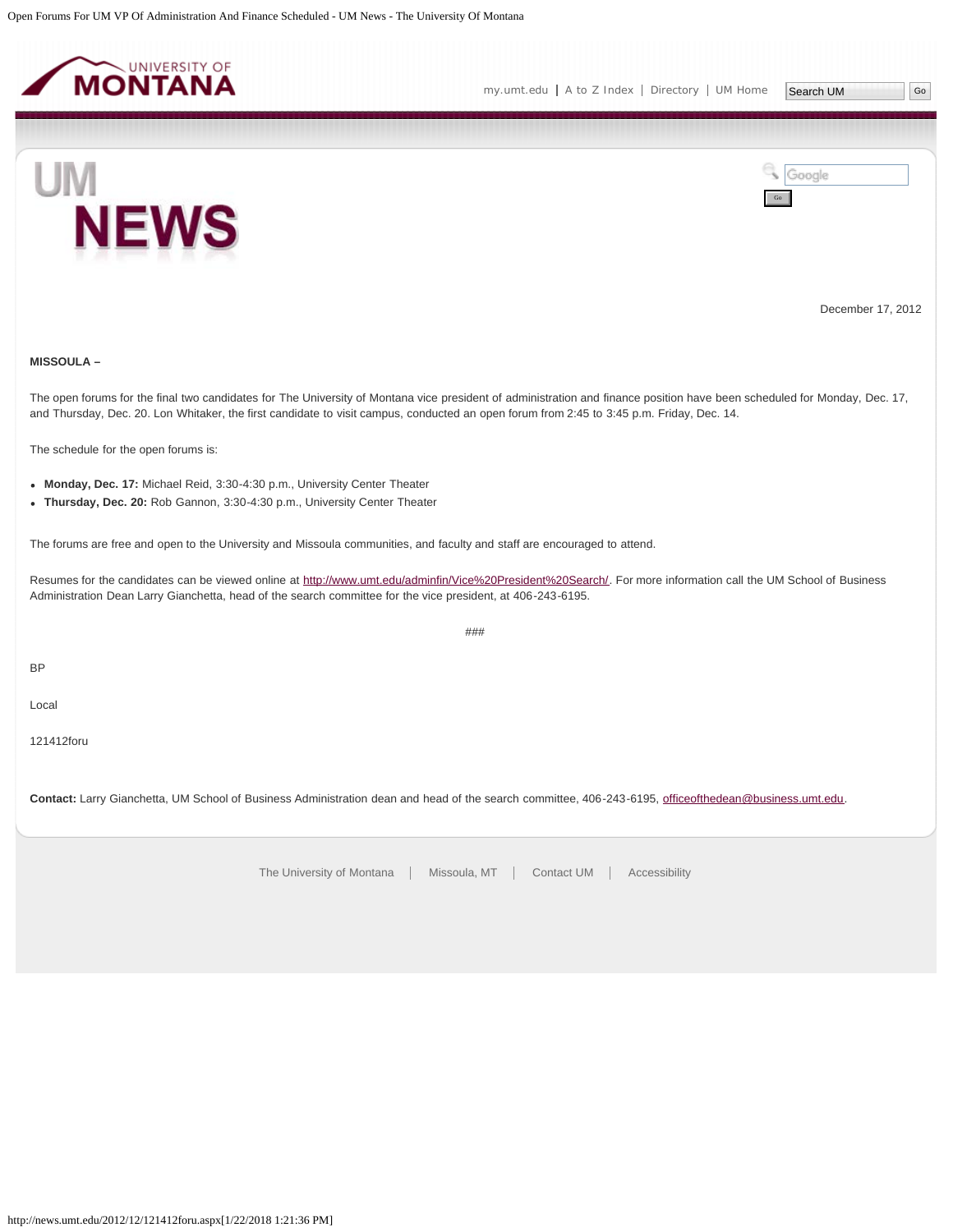December 17, 2012

**MISSOULA –**

The open forums for the final two candidates for The University of Montana vice president of administration and finance position have been scheduled for Monday, Dec. 17, and Thursday, Dec. 20. Lon Whitaker, the first candidate to visit campus, conducted an open forum from 2:45 to 3:45 p.m. Friday, Dec. 14.

The schedule for the open forums is:

- **Monday, Dec. 17:** Michael Reid, 3:30-4:30 p.m., University Center Theater
- **Thursday, Dec. 20:** Rob Gannon, 3:30-4:30 p.m., University Center Theater

The forums are free and open to the University and Missoula communities, and faculty and staff are encouraged to attend.

Resumes for the candidates can be viewed online at http://www.umt.edu/adminfin/Vice%20President%20Search/. For more information call the UM School of Business Administration Dean Larry Gianchetta, head of the search committee for the vice president, at 406-243-6195.

###

BP

Local

121412foru

**Contact:** Larry Gianchetta, UM School of Business Administration dean and head of the search committee, 406-243-6195, officeofthedean@business.umt.edu.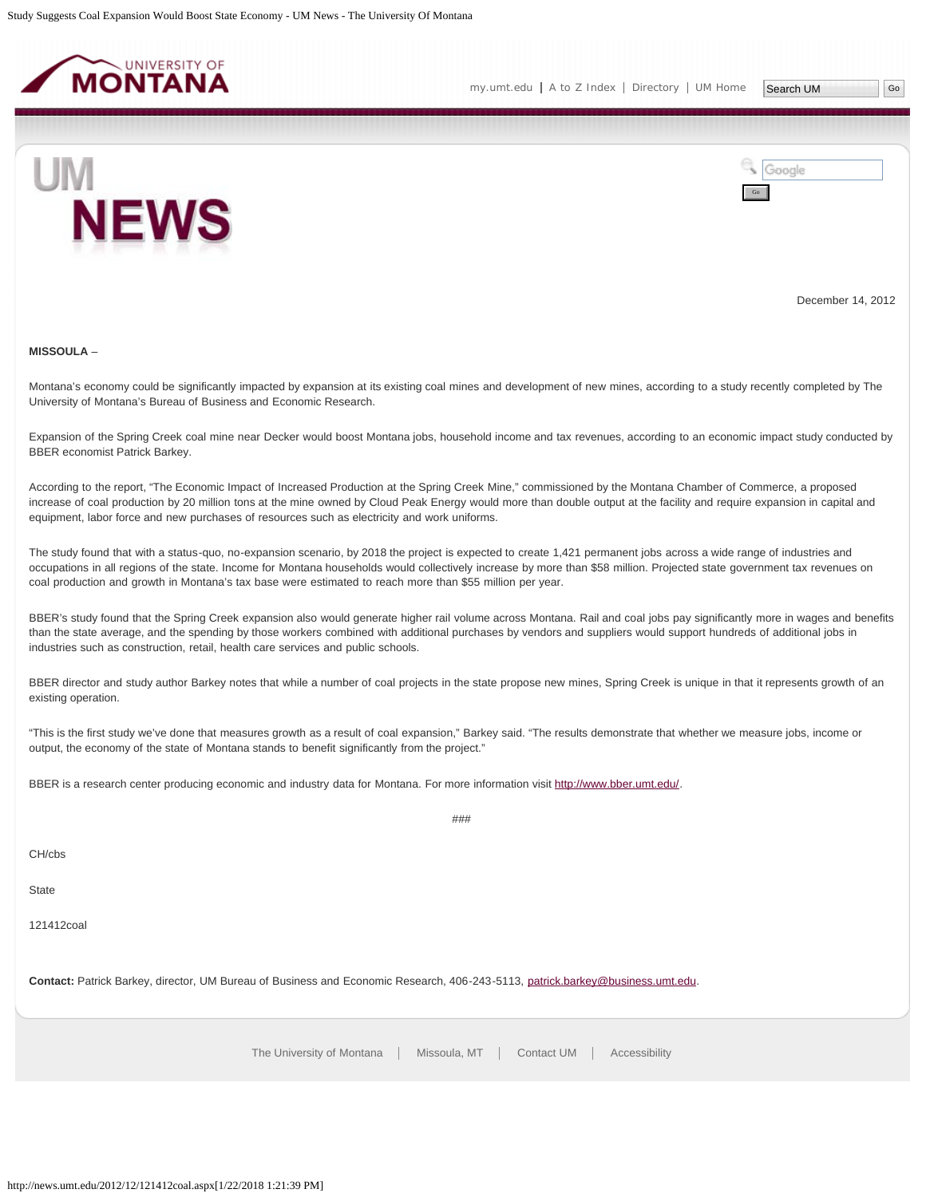December 14, 2012

**MISSOULA** –

Montana's economy could be significantly impacted by expansion at its existing coal mines and development of new mines, according to a study recently completed by The University of Montana's Bureau of Business and Economic Research.

Expansion of the Spring Creek coal mine near Decker would boost Montana jobs, household income and tax revenues, according to an economic impact study conducted by BBER economist Patrick Barkey.

According to the report, "The Economic Impact of Increased Production at the Spring Creek Mine," commissioned by the Montana Chamber of Commerce, a proposed increase of coal production by 20 million tons at the mine owned by Cloud Peak Energy would more than double output at the facility and require expansion in capital and equipment, labor force and new purchases of resources such as electricity and work uniforms.

The study found that with a status-quo, no-expansion scenario, by 2018 the project is expected to create 1,421 permanent jobs across a wide range of industries and occupations in all regions of the state. Income for Montana households would collectively increase by more than $58 million. Projected state government tax revenues on coal production and growth in Montana's tax base were estimated to reach more than $55 million per year.

BBER's study found that the Spring Creek expansion also would generate higher rail volume across Montana. Rail and coal jobs pay significantly more in wages and benefits than the state average, and the spending by those workers combined with additional purchases by vendors and suppliers would support hundreds of additional jobs in industries such as construction, retail, health care services and public schools.

BBER director and study author Barkey notes that while a number of coal projects in the state propose new mines, Spring Creek is unique in that it represents growth of an existing operation.

"This is the first study we've done that measures growth as a result of coal expansion," Barkey said. "The results demonstrate that whether we measure jobs, income or output, the economy of the state of Montana stands to benefit significantly from the project."

BBER is a research center producing economic and industry data for Montana. For more information visit http://www.bber.umt.edu/.

###

CH/cbs

State

121412coal

**Contact:** Patrick Barkey, director, UM Bureau of Business and Economic Research, 406-243-5113, patrick.barkey@business.umt.edu.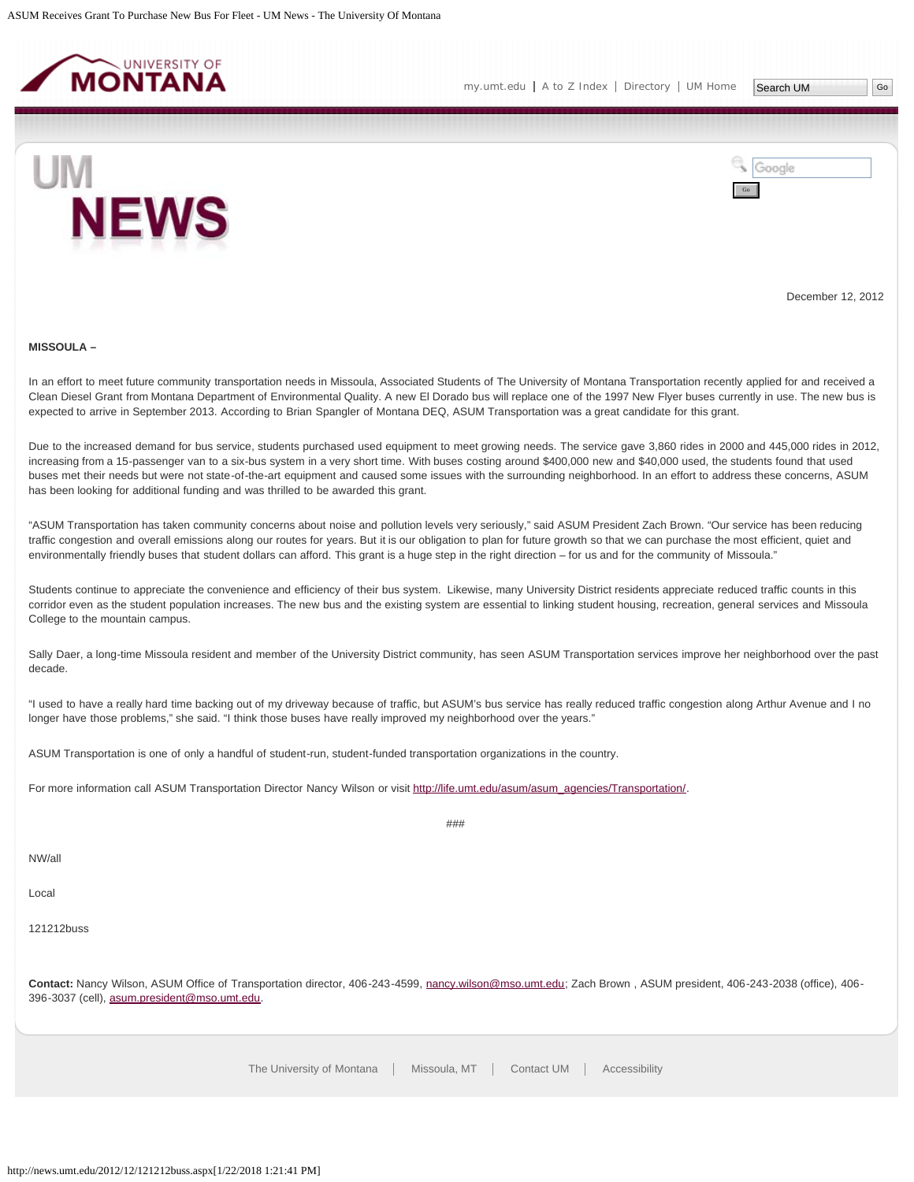December 12, 2012

**MISSOULA –**

In an effort to meet future community transportation needs in Missoula, Associated Students of The University of Montana Transportation recently applied for and received a Clean Diesel Grant from Montana Department of Environmental Quality. A new El Dorado bus will replace one of the 1997 New Flyer buses currently in use. The new bus is expected to arrive in September 2013. According to Brian Spangler of Montana DEQ, ASUM Transportation was a great candidate for this grant.

Due to the increased demand for bus service, students purchased used equipment to meet growing needs. The service gave 3,860 rides in 2000 and 445,000 rides in 2012, increasing from a 15-passenger van to a six-bus system in a very short time. With buses costing around $400,000 new and $40,000 used, the students found that used buses met their needs but were not state-of-the-art equipment and caused some issues with the surrounding neighborhood. In an effort to address these concerns, ASUM has been looking for additional funding and was thrilled to be awarded this grant.

"ASUM Transportation has taken community concerns about noise and pollution levels very seriously," said ASUM President Zach Brown. "Our service has been reducing traffic congestion and overall emissions along our routes for years. But it is our obligation to plan for future growth so that we can purchase the most efficient, quiet and environmentally friendly buses that student dollars can afford. This grant is a huge step in the right direction – for us and for the community of Missoula."

Students continue to appreciate the convenience and efficiency of their bus system. Likewise, many University District residents appreciate reduced traffic counts in this corridor even as the student population increases. The new bus and the existing system are essential to linking student housing, recreation, general services and Missoula College to the mountain campus.

Sally Daer, a long-time Missoula resident and member of the University District community, has seen ASUM Transportation services improve her neighborhood over the past decade.

"I used to have a really hard time backing out of my driveway because of traffic, but ASUM's bus service has really reduced traffic congestion along Arthur Avenue and I no longer have those problems," she said. "I think those buses have really improved my neighborhood over the years."

ASUM Transportation is one of only a handful of student-run, student-funded transportation organizations in the country.

For more information call ASUM Transportation Director Nancy Wilson or visit http://life.umt.edu/asum/asum_agencies/Transportation/.

###

NW/all

Local

121212buss

**Contact:** Nancy Wilson, ASUM Office of Transportation director, 406-243-4599, nancy.wilson@mso.umt.edu; Zach Brown , ASUM president, 406-243-2038 (office), 406-396-3037 (cell), asum.president@mso.umt.edu.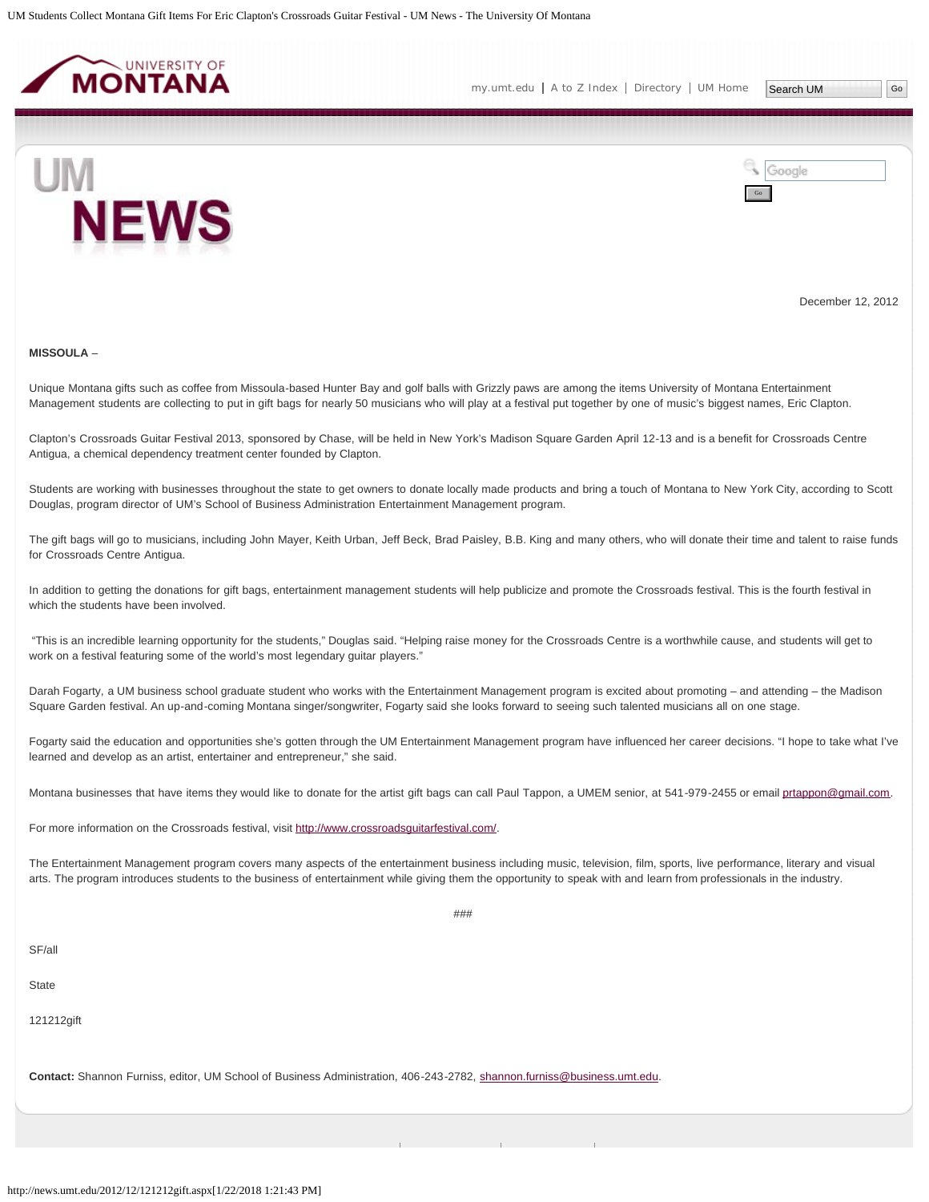December 12, 2012

**MISSOULA** –

Unique Montana gifts such as coffee from Missoula-based Hunter Bay and golf balls with Grizzly paws are among the items University of Montana Entertainment Management students are collecting to put in gift bags for nearly 50 musicians who will play at a festival put together by one of music's biggest names, Eric Clapton.

Clapton's Crossroads Guitar Festival 2013, sponsored by Chase, will be held in New York's Madison Square Garden April 12-13 and is a benefit for Crossroads Centre Antigua, a chemical dependency treatment center founded by Clapton.

Students are working with businesses throughout the state to get owners to donate locally made products and bring a touch of Montana to New York City, according to Scott Douglas, program director of UM's School of Business Administration Entertainment Management program.

The gift bags will go to musicians, including John Mayer, Keith Urban, Jeff Beck, Brad Paisley, B.B. King and many others, who will donate their time and talent to raise funds for Crossroads Centre Antigua.

In addition to getting the donations for gift bags, entertainment management students will help publicize and promote the Crossroads festival. This is the fourth festival in which the students have been involved.

"This is an incredible learning opportunity for the students," Douglas said. "Helping raise money for the Crossroads Centre is a worthwhile cause, and students will get to work on a festival featuring some of the world's most legendary guitar players."

Darah Fogarty, a UM business school graduate student who works with the Entertainment Management program is excited about promoting – and attending – the Madison Square Garden festival. An up-and-coming Montana singer/songwriter, Fogarty said she looks forward to seeing such talented musicians all on one stage.

Fogarty said the education and opportunities she's gotten through the UM Entertainment Management program have influenced her career decisions. "I hope to take what I've learned and develop as an artist, entertainer and entrepreneur," she said.

Montana businesses that have items they would like to donate for the artist gift bags can call Paul Tappon, a UMEM senior, at 541-979-2455 or email prtappon@gmail.com.

For more information on the Crossroads festival, visit http://www.crossroadsguitarfestival.com/.

The Entertainment Management program covers many aspects of the entertainment business including music, television, film, sports, live performance, literary and visual arts. The program introduces students to the business of entertainment while giving them the opportunity to speak with and learn from professionals in the industry.

###

SF/all

State

121212gift

**Contact:** Shannon Furniss, editor, UM School of Business Administration, 406-243-2782, shannon.furniss@business.umt.edu.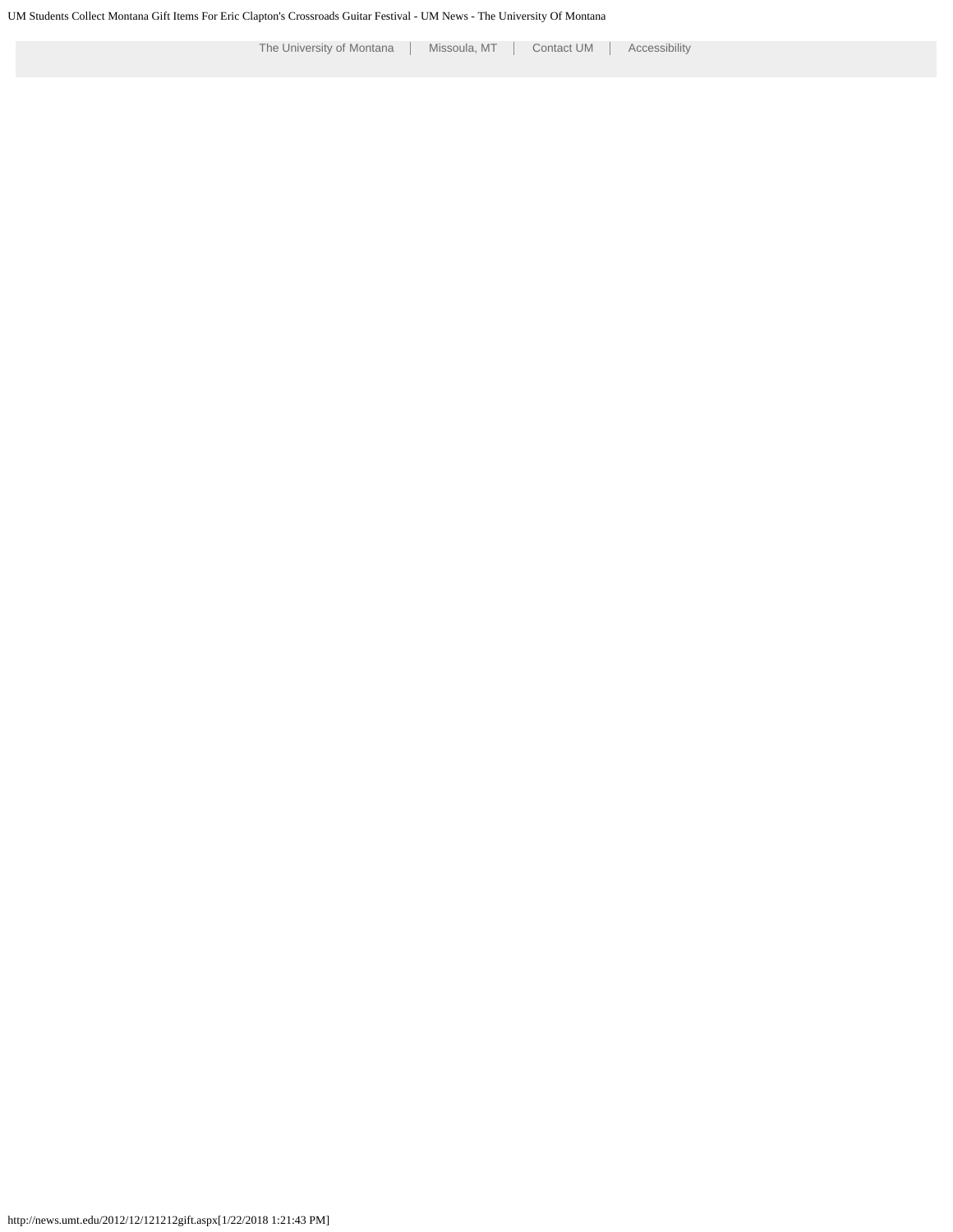The University of Montana | Missoula, MT | Contact UM | Accessibility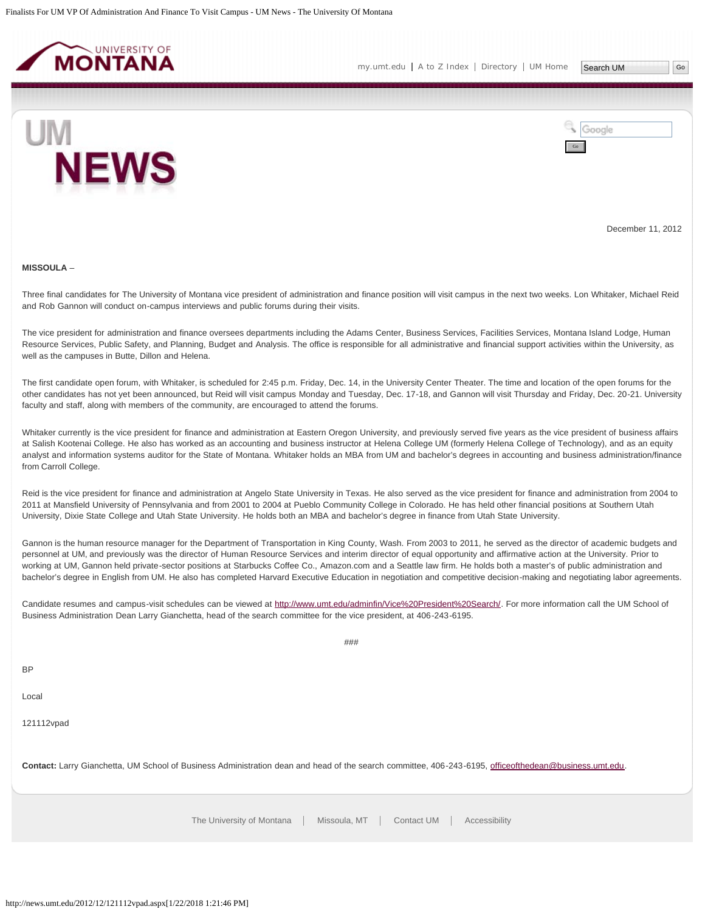December 11, 2012

**MISSOULA** –

Three final candidates for The University of Montana vice president of administration and finance position will visit campus in the next two weeks. Lon Whitaker, Michael Reid and Rob Gannon will conduct on-campus interviews and public forums during their visits.

The vice president for administration and finance oversees departments including the Adams Center, Business Services, Facilities Services, Montana Island Lodge, Human Resource Services, Public Safety, and Planning, Budget and Analysis. The office is responsible for all administrative and financial support activities within the University, as well as the campuses in Butte, Dillon and Helena.

The first candidate open forum, with Whitaker, is scheduled for 2:45 p.m. Friday, Dec. 14, in the University Center Theater. The time and location of the open forums for the other candidates has not yet been announced, but Reid will visit campus Monday and Tuesday, Dec. 17-18, and Gannon will visit Thursday and Friday, Dec. 20-21. University faculty and staff, along with members of the community, are encouraged to attend the forums.

Whitaker currently is the vice president for finance and administration at Eastern Oregon University, and previously served five years as the vice president of business affairs at Salish Kootenai College. He also has worked as an accounting and business instructor at Helena College UM (formerly Helena College of Technology), and as an equity analyst and information systems auditor for the State of Montana. Whitaker holds an MBA from UM and bachelor's degrees in accounting and business administration/finance from Carroll College.

Reid is the vice president for finance and administration at Angelo State University in Texas. He also served as the vice president for finance and administration from 2004 to 2011 at Mansfield University of Pennsylvania and from 2001 to 2004 at Pueblo Community College in Colorado. He has held other financial positions at Southern Utah University, Dixie State College and Utah State University. He holds both an MBA and bachelor's degree in finance from Utah State University.

Gannon is the human resource manager for the Department of Transportation in King County, Wash. From 2003 to 2011, he served as the director of academic budgets and personnel at UM, and previously was the director of Human Resource Services and interim director of equal opportunity and affirmative action at the University. Prior to working at UM, Gannon held private-sector positions at Starbucks Coffee Co., Amazon.com and a Seattle law firm. He holds both a master's of public administration and bachelor's degree in English from UM. He also has completed Harvard Executive Education in negotiation and competitive decision-making and negotiating labor agreements.

Candidate resumes and campus-visit schedules can be viewed at http://www.umt.edu/adminfin/Vice%20President%20Search/. For more information call the UM School of Business Administration Dean Larry Gianchetta, head of the search committee for the vice president, at 406-243-6195.

###

BP

Local

121112vpad

**Contact:** Larry Gianchetta, UM School of Business Administration dean and head of the search committee, 406-243-6195, officeofthedean@business.umt.edu.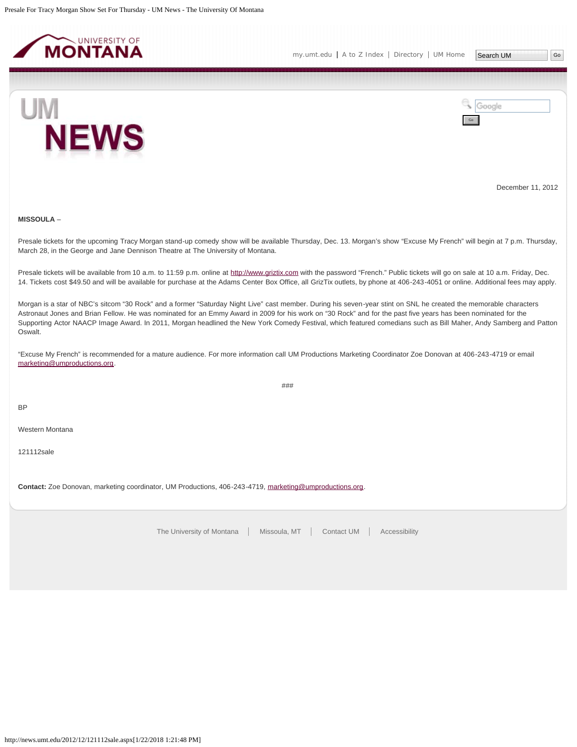December 11, 2012

**MISSOULA** –

Presale tickets for the upcoming Tracy Morgan stand-up comedy show will be available Thursday, Dec. 13. Morgan's show "Excuse My French" will begin at 7 p.m. Thursday, March 28, in the George and Jane Dennison Theatre at The University of Montana.

Presale tickets will be available from 10 a.m. to 11:59 p.m. online at http://www.griztix.com with the password "French." Public tickets will go on sale at 10 a.m. Friday, Dec. 14. Tickets cost $49.50 and will be available for purchase at the Adams Center Box Office, all GrizTix outlets, by phone at 406-243-4051 or online. Additional fees may apply.

Morgan is a star of NBC's sitcom "30 Rock" and a former "Saturday Night Live" cast member. During his seven-year stint on SNL he created the memorable characters Astronaut Jones and Brian Fellow. He was nominated for an Emmy Award in 2009 for his work on "30 Rock" and for the past five years has been nominated for the Supporting Actor NAACP Image Award. In 2011, Morgan headlined the New York Comedy Festival, which featured comedians such as Bill Maher, Andy Samberg and Patton Oswalt.

"Excuse My French" is recommended for a mature audience. For more information call UM Productions Marketing Coordinator Zoe Donovan at 406-243-4719 or email marketing@umproductions.org.

###

BP

Western Montana

121112sale

**Contact:** Zoe Donovan, marketing coordinator, UM Productions, 406-243-4719, marketing@umproductions.org.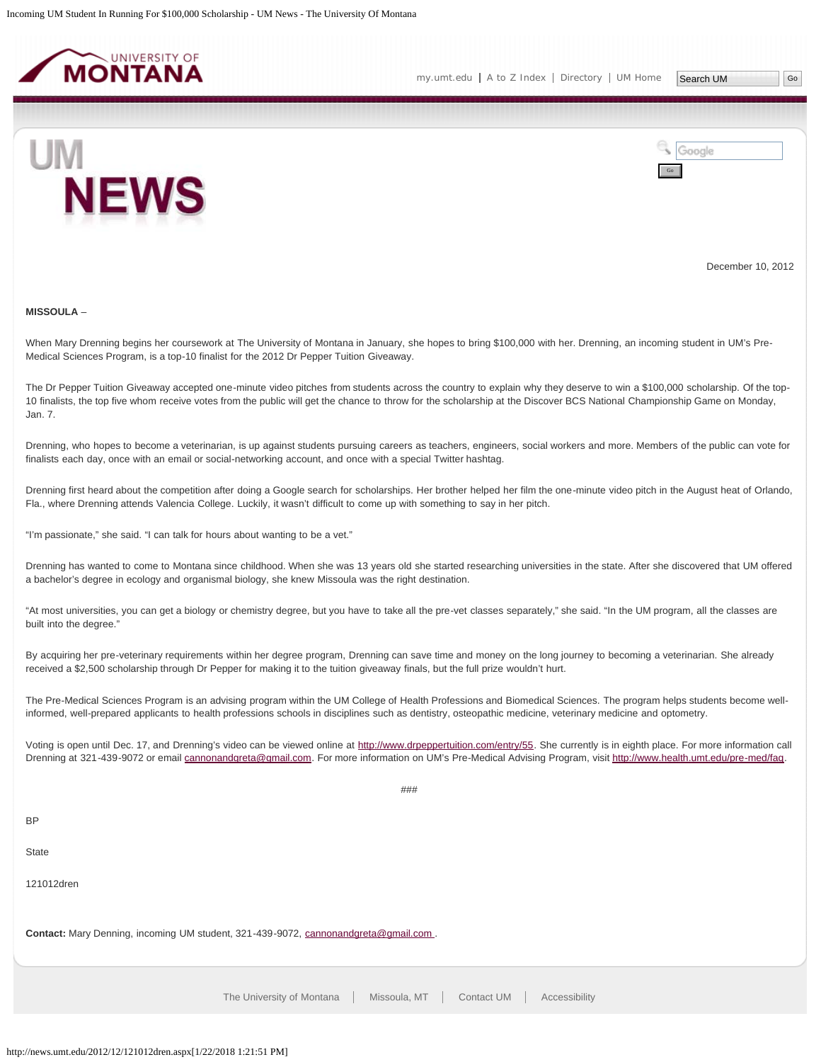December 10, 2012

**MISSOULA** –

When Mary Drenning begins her coursework at The University of Montana in January, she hopes to bring $100,000 with her. Drenning, an incoming student in UM's Pre-Medical Sciences Program, is a top-10 finalist for the 2012 Dr Pepper Tuition Giveaway.

The Dr Pepper Tuition Giveaway accepted one-minute video pitches from students across the country to explain why they deserve to win a $100,000 scholarship. Of the top-10 finalists, the top five whom receive votes from the public will get the chance to throw for the scholarship at the Discover BCS National Championship Game on Monday, Jan. 7.

Drenning, who hopes to become a veterinarian, is up against students pursuing careers as teachers, engineers, social workers and more. Members of the public can vote for finalists each day, once with an email or social-networking account, and once with a special Twitter hashtag.

Drenning first heard about the competition after doing a Google search for scholarships. Her brother helped her film the one-minute video pitch in the August heat of Orlando, Fla., where Drenning attends Valencia College. Luckily, it wasn't difficult to come up with something to say in her pitch.

"I'm passionate," she said. "I can talk for hours about wanting to be a vet."

Drenning has wanted to come to Montana since childhood. When she was 13 years old she started researching universities in the state. After she discovered that UM offered a bachelor's degree in ecology and organismal biology, she knew Missoula was the right destination.

"At most universities, you can get a biology or chemistry degree, but you have to take all the pre-vet classes separately," she said. "In the UM program, all the classes are built into the degree."

By acquiring her pre-veterinary requirements within her degree program, Drenning can save time and money on the long journey to becoming a veterinarian. She already received a $2,500 scholarship through Dr Pepper for making it to the tuition giveaway finals, but the full prize wouldn't hurt.

The Pre-Medical Sciences Program is an advising program within the UM College of Health Professions and Biomedical Sciences. The program helps students become well-informed, well-prepared applicants to health professions schools in disciplines such as dentistry, osteopathic medicine, veterinary medicine and optometry.

Voting is open until Dec. 17, and Drenning's video can be viewed online at http://www.drpeppertuition.com/entry/55. She currently is in eighth place. For more information call Drenning at 321-439-9072 or email cannonandgreta@gmail.com. For more information on UM's Pre-Medical Advising Program, visit http://www.health.umt.edu/pre-med/faq.

###

BP

State

121012dren

**Contact:** Mary Denning, incoming UM student, 321-439-9072, cannonandgreta@gmail.com .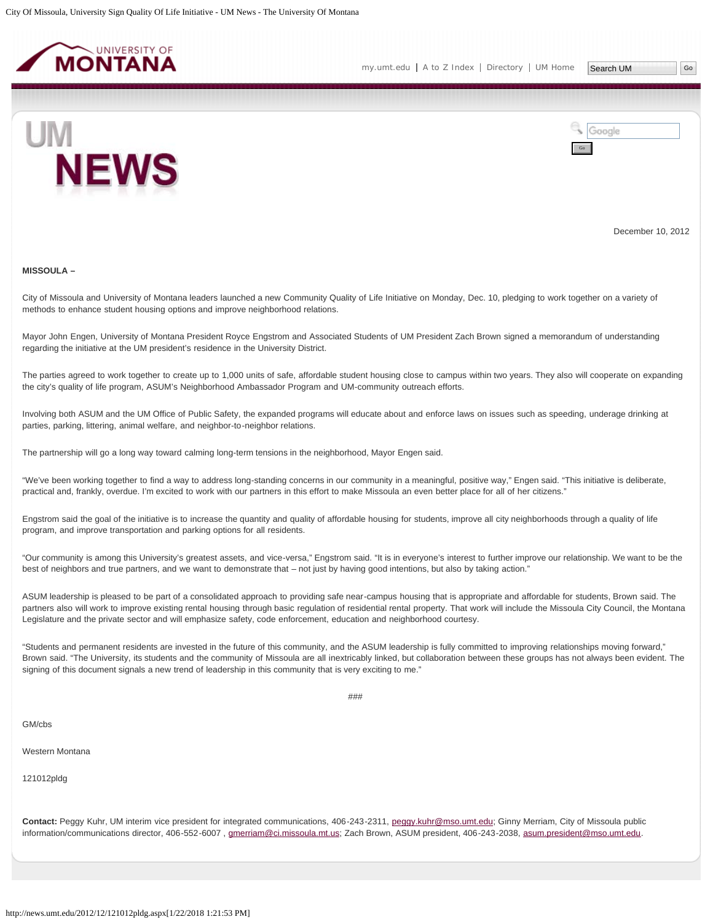December 10, 2012

**MISSOULA –**

City of Missoula and University of Montana leaders launched a new Community Quality of Life Initiative on Monday, Dec. 10, pledging to work together on a variety of methods to enhance student housing options and improve neighborhood relations.

Mayor John Engen, University of Montana President Royce Engstrom and Associated Students of UM President Zach Brown signed a memorandum of understanding regarding the initiative at the UM president's residence in the University District.

The parties agreed to work together to create up to 1,000 units of safe, affordable student housing close to campus within two years. They also will cooperate on expanding the city's quality of life program, ASUM's Neighborhood Ambassador Program and UM-community outreach efforts.

Involving both ASUM and the UM Office of Public Safety, the expanded programs will educate about and enforce laws on issues such as speeding, underage drinking at parties, parking, littering, animal welfare, and neighbor-to-neighbor relations.

The partnership will go a long way toward calming long-term tensions in the neighborhood, Mayor Engen said.

"We've been working together to find a way to address long-standing concerns in our community in a meaningful, positive way," Engen said. "This initiative is deliberate, practical and, frankly, overdue. I'm excited to work with our partners in this effort to make Missoula an even better place for all of her citizens."

Engstrom said the goal of the initiative is to increase the quantity and quality of affordable housing for students, improve all city neighborhoods through a quality of life program, and improve transportation and parking options for all residents.

"Our community is among this University's greatest assets, and vice-versa," Engstrom said. "It is in everyone's interest to further improve our relationship. We want to be the best of neighbors and true partners, and we want to demonstrate that – not just by having good intentions, but also by taking action."

ASUM leadership is pleased to be part of a consolidated approach to providing safe near-campus housing that is appropriate and affordable for students, Brown said. The partners also will work to improve existing rental housing through basic regulation of residential rental property. That work will include the Missoula City Council, the Montana Legislature and the private sector and will emphasize safety, code enforcement, education and neighborhood courtesy.

"Students and permanent residents are invested in the future of this community, and the ASUM leadership is fully committed to improving relationships moving forward," Brown said. "The University, its students and the community of Missoula are all inextricably linked, but collaboration between these groups has not always been evident. The signing of this document signals a new trend of leadership in this community that is very exciting to me."

###

GM/cbs

Western Montana

121012pldg

**Contact:** Peggy Kuhr, UM interim vice president for integrated communications, 406-243-2311, peggy.kuhr@mso.umt.edu; Ginny Merriam, City of Missoula public information/communications director, 406-552-6007 , gmerriam@ci.missoula.mt.us; Zach Brown, ASUM president, 406-243-2038, asum.president@mso.umt.edu.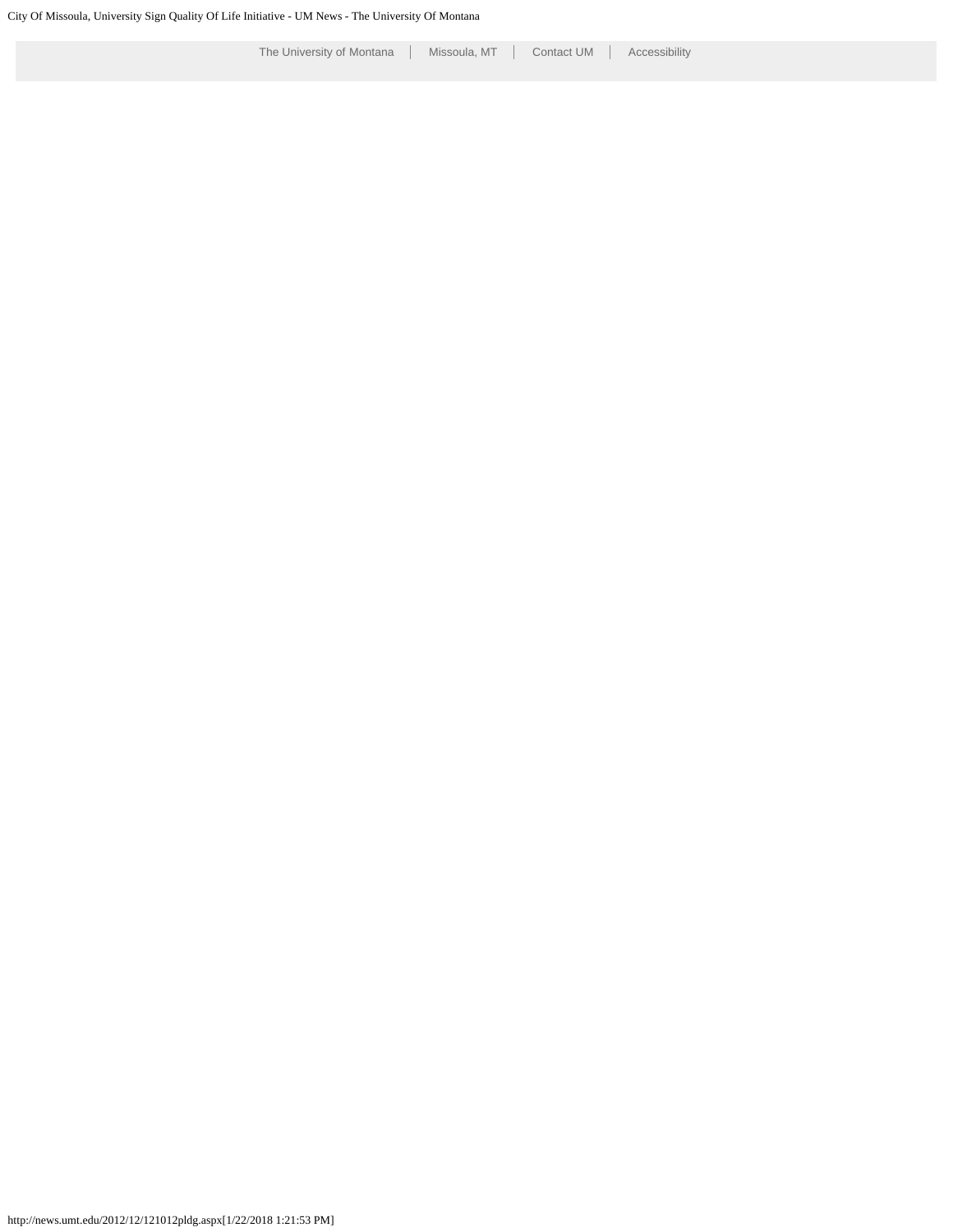The University of Montana | Missoula, MT | Contact UM | Accessibility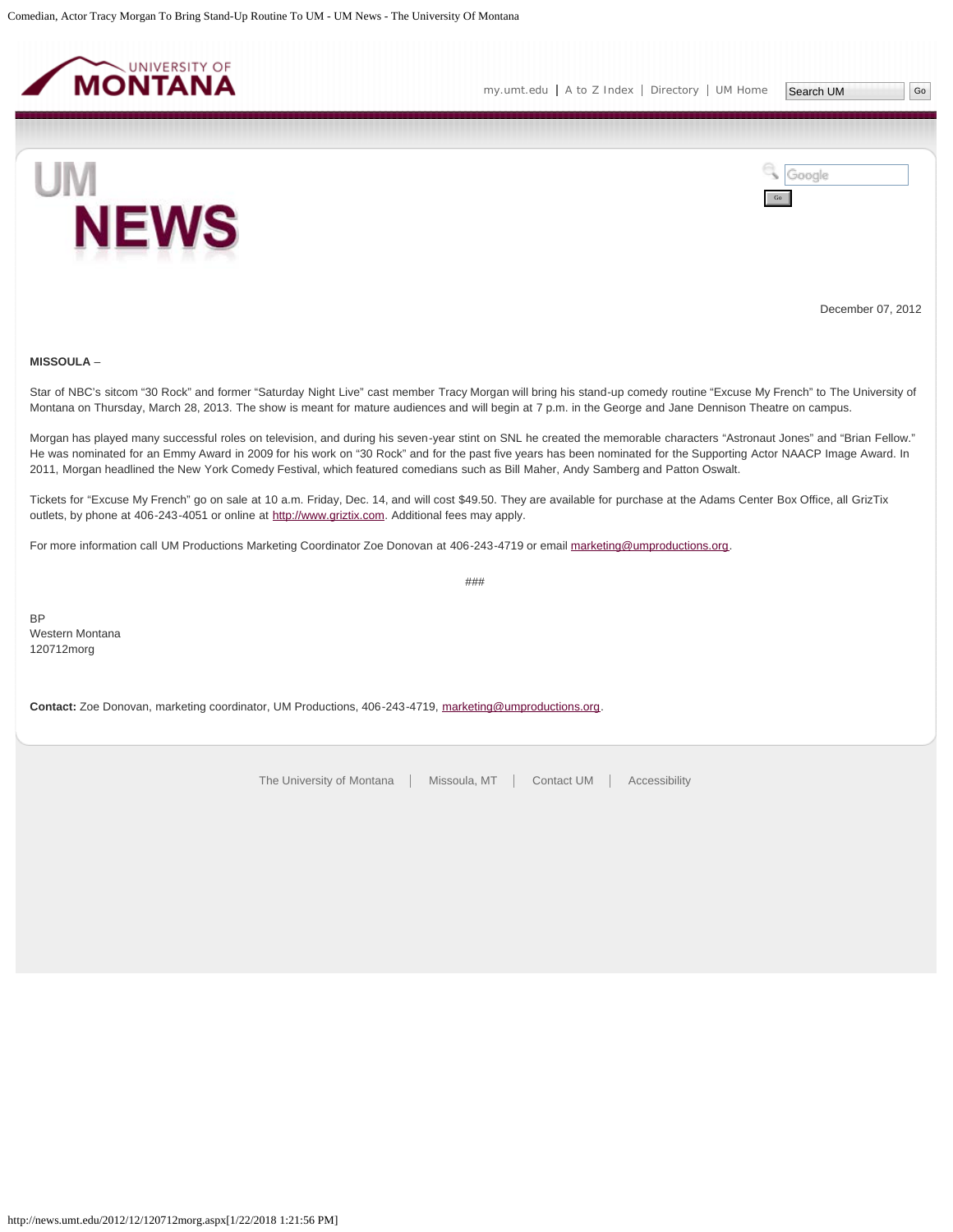December 07, 2012

**MISSOULA** –

Star of NBC's sitcom "30 Rock" and former "Saturday Night Live" cast member Tracy Morgan will bring his stand-up comedy routine "Excuse My French" to The University of Montana on Thursday, March 28, 2013. The show is meant for mature audiences and will begin at 7 p.m. in the George and Jane Dennison Theatre on campus.

Morgan has played many successful roles on television, and during his seven-year stint on SNL he created the memorable characters "Astronaut Jones" and "Brian Fellow." He was nominated for an Emmy Award in 2009 for his work on "30 Rock" and for the past five years has been nominated for the Supporting Actor NAACP Image Award. In 2011, Morgan headlined the New York Comedy Festival, which featured comedians such as Bill Maher, Andy Samberg and Patton Oswalt.

Tickets for "Excuse My French" go on sale at 10 a.m. Friday, Dec. 14, and will cost $49.50. They are available for purchase at the Adams Center Box Office, all GrizTix outlets, by phone at 406-243-4051 or online at http://www.griztix.com. Additional fees may apply.

For more information call UM Productions Marketing Coordinator Zoe Donovan at 406-243-4719 or email marketing@umproductions.org.

###

BP
Western Montana
120712morg

**Contact:** Zoe Donovan, marketing coordinator, UM Productions, 406-243-4719, marketing@umproductions.org.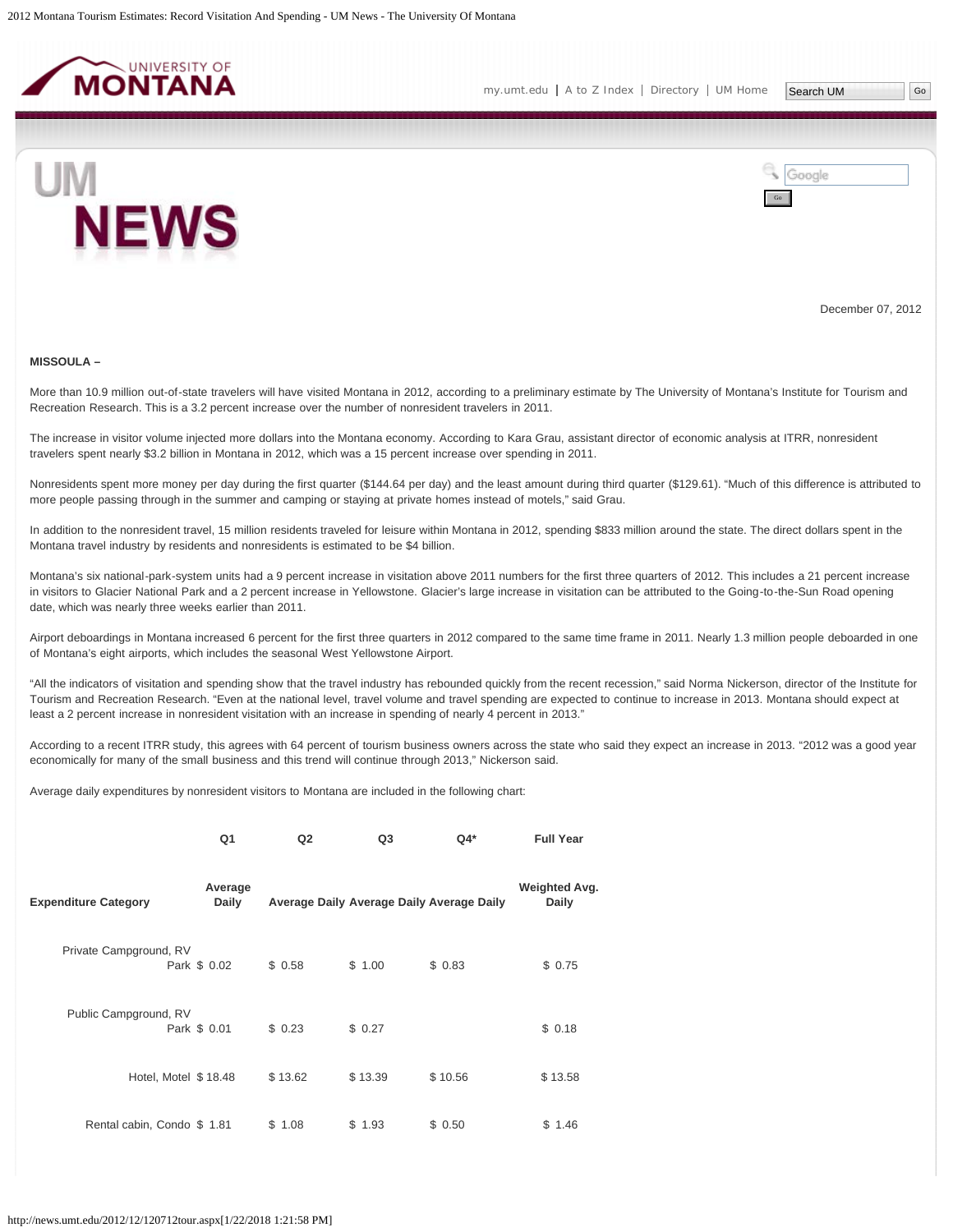December 07, 2012

**MISSOULA –**

More than 10.9 million out-of-state travelers will have visited Montana in 2012, according to a preliminary estimate by The University of Montana's Institute for Tourism and Recreation Research. This is a 3.2 percent increase over the number of nonresident travelers in 2011.

The increase in visitor volume injected more dollars into the Montana economy. According to Kara Grau, assistant director of economic analysis at ITRR, nonresident travelers spent nearly $3.2 billion in Montana in 2012, which was a 15 percent increase over spending in 2011.

Nonresidents spent more money per day during the first quarter ($144.64 per day) and the least amount during third quarter ($129.61). "Much of this difference is attributed to more people passing through in the summer and camping or staying at private homes instead of motels," said Grau.

In addition to the nonresident travel, 15 million residents traveled for leisure within Montana in 2012, spending $833 million around the state. The direct dollars spent in the Montana travel industry by residents and nonresidents is estimated to be $4 billion.

Montana's six national-park-system units had a 9 percent increase in visitation above 2011 numbers for the first three quarters of 2012. This includes a 21 percent increase in visitors to Glacier National Park and a 2 percent increase in Yellowstone. Glacier's large increase in visitation can be attributed to the Going-to-the-Sun Road opening date, which was nearly three weeks earlier than 2011.

Airport deboardings in Montana increased 6 percent for the first three quarters in 2012 compared to the same time frame in 2011. Nearly 1.3 million people deboarded in one of Montana's eight airports, which includes the seasonal West Yellowstone Airport.

"All the indicators of visitation and spending show that the travel industry has rebounded quickly from the recent recession," said Norma Nickerson, director of the Institute for Tourism and Recreation Research. "Even at the national level, travel volume and travel spending are expected to continue to increase in 2013. Montana should expect at least a 2 percent increase in nonresident visitation with an increase in spending of nearly 4 percent in 2013."

According to a recent ITRR study, this agrees with 64 percent of tourism business owners across the state who said they expect an increase in 2013. "2012 was a good year economically for many of the small business and this trend will continue through 2013," Nickerson said.

Average daily expenditures by nonresident visitors to Montana are included in the following chart:

| | Q1 | Q2 | Q3 | Q4* | Full Year |
|---|---|---|---|---|---|
| **Expenditure Category** | **Average Daily** | **Average Daily** | **Average Daily** | **Average Daily** | **Weighted Avg. Daily** |
| Private Campground, RV Park | $ 0.02 | $ 0.58 | $ 1.00 | $ 0.83 | $ 0.75 |
| Public Campground, RV Park | $ 0.01 | $ 0.23 | $ 0.27 | | $ 0.18 |
| Hotel, Motel | $ 18.48 | $ 13.62 | $ 13.39 | $ 10.56 | $ 13.58 |
| Rental cabin, Condo | $ 1.81 | $ 1.08 | $ 1.93 | $ 0.50 | $ 1.46 |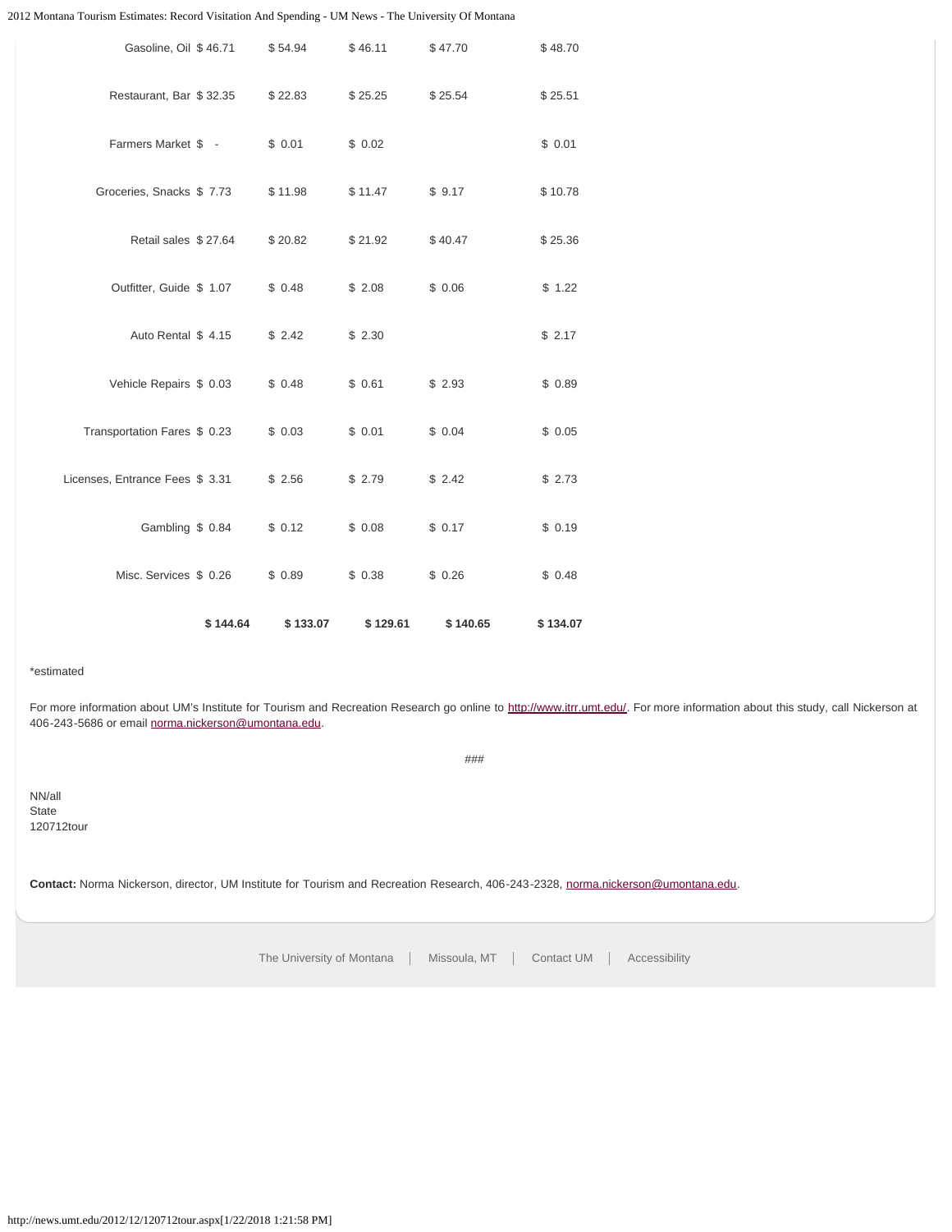| | | | | | |
|---|---|---|---|---|---|
| Gasoline, Oil | $ 46.71 | $ 54.94 | $ 46.11 | $ 47.70 | $ 48.70 |
| Restaurant, Bar | $ 32.35 | $ 22.83 | $ 25.25 | $ 25.54 | $ 25.51 |
| Farmers Market | $ - | $ 0.01 | $ 0.02 | | $ 0.01 |
| Groceries, Snacks | $ 7.73 | $ 11.98 | $ 11.47 | $ 9.17 | $ 10.78 |
| Retail sales | $ 27.64 | $ 20.82 | $ 21.92 | $ 40.47 | $ 25.36 |
| Outfitter, Guide | $ 1.07 | $ 0.48 | $ 2.08 | $ 0.06 | $ 1.22 |
| Auto Rental | $ 4.15 | $ 2.42 | $ 2.30 | | $ 2.17 |
| Vehicle Repairs | $ 0.03 | $ 0.48 | $ 0.61 | $ 2.93 | $ 0.89 |
| Transportation Fares | $ 0.23 | $ 0.03 | $ 0.01 | $ 0.04 | $ 0.05 |
| Licenses, Entrance Fees | $ 3.31 | $ 2.56 | $ 2.79 | $ 2.42 | $ 2.73 |
| Gambling | $ 0.84 | $ 0.12 | $ 0.08 | $ 0.17 | $ 0.19 |
| Misc. Services | $ 0.26 | $ 0.89 | $ 0.38 | $ 0.26 | $ 0.48 |
| | **$ 144.64** | **$ 133.07** | **$ 129.61** | **$ 140.65** | **$ 134.07** |

*estimated

For more information about UM's Institute for Tourism and Recreation Research go online to http://www.itrr.umt.edu/. For more information about this study, call Nickerson at 406-243-5686 or email norma.nickerson@umontana.edu.

###

NN/all
State
120712tour

**Contact:** Norma Nickerson, director, UM Institute for Tourism and Recreation Research, 406-243-2328, norma.nickerson@umontana.edu.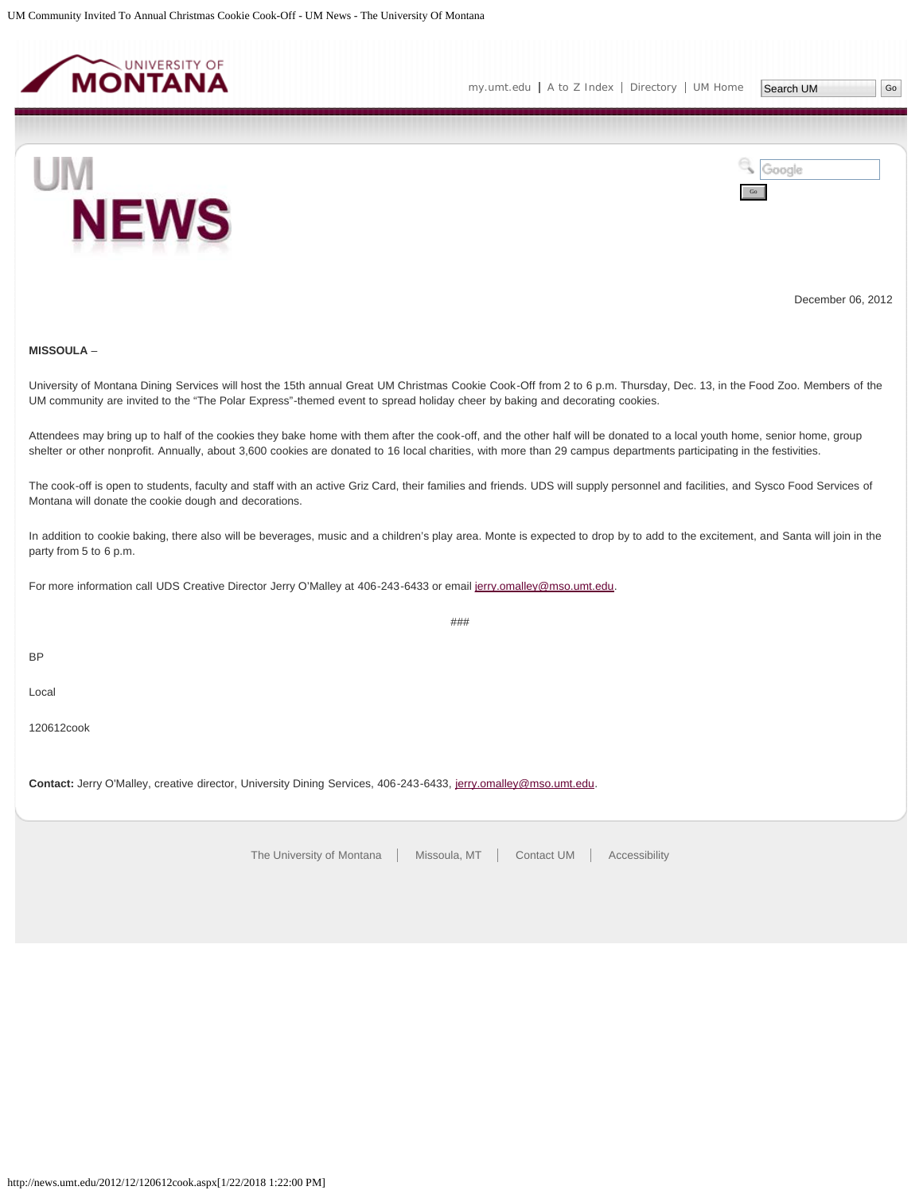December 06, 2012

**MISSOULA** –

University of Montana Dining Services will host the 15th annual Great UM Christmas Cookie Cook-Off from 2 to 6 p.m. Thursday, Dec. 13, in the Food Zoo. Members of the UM community are invited to the "The Polar Express"-themed event to spread holiday cheer by baking and decorating cookies.

Attendees may bring up to half of the cookies they bake home with them after the cook-off, and the other half will be donated to a local youth home, senior home, group shelter or other nonprofit. Annually, about 3,600 cookies are donated to 16 local charities, with more than 29 campus departments participating in the festivities.

The cook-off is open to students, faculty and staff with an active Griz Card, their families and friends. UDS will supply personnel and facilities, and Sysco Food Services of Montana will donate the cookie dough and decorations.

In addition to cookie baking, there also will be beverages, music and a children's play area. Monte is expected to drop by to add to the excitement, and Santa will join in the party from 5 to 6 p.m.

For more information call UDS Creative Director Jerry O'Malley at 406-243-6433 or email jerry.omalley@mso.umt.edu.

###

BP

Local

120612cook

**Contact:** Jerry O'Malley, creative director, University Dining Services, 406-243-6433, jerry.omalley@mso.umt.edu.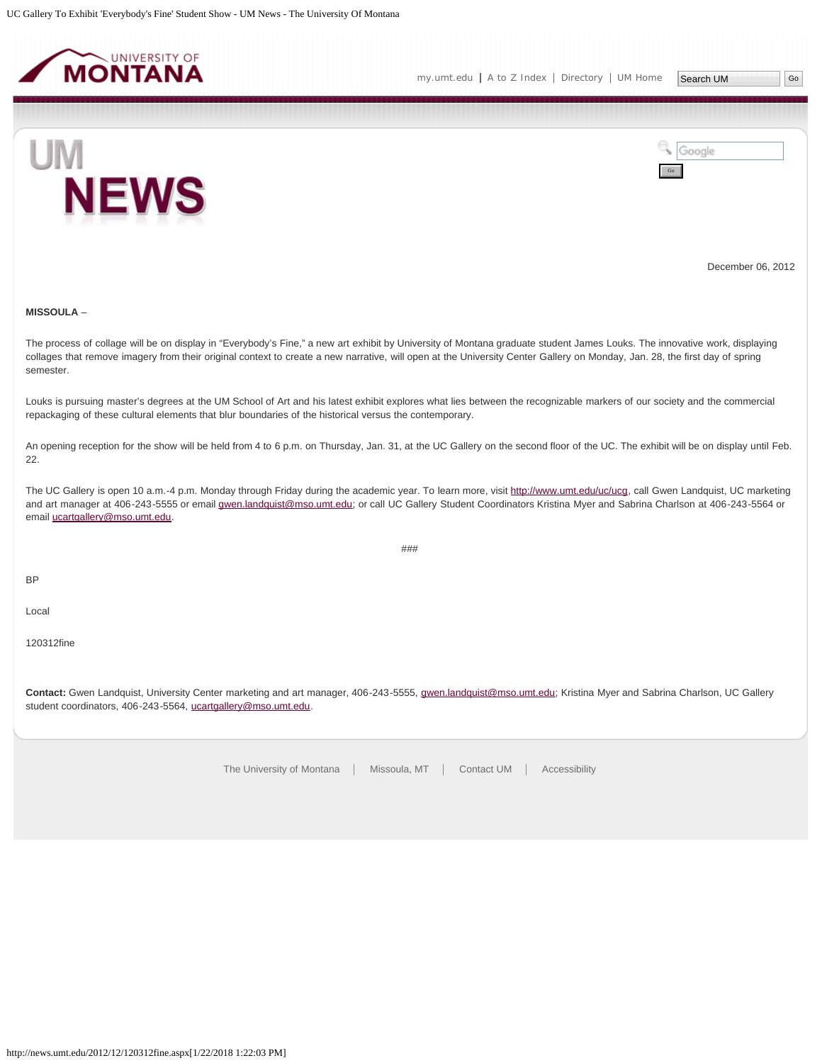December 06, 2012

**MISSOULA** –

The process of collage will be on display in “Everybody’s Fine,” a new art exhibit by University of Montana graduate student James Louks. The innovative work, displaying collages that remove imagery from their original context to create a new narrative, will open at the University Center Gallery on Monday, Jan. 28, the first day of spring semester.

Louks is pursuing master’s degrees at the UM School of Art and his latest exhibit explores what lies between the recognizable markers of our society and the commercial repackaging of these cultural elements that blur boundaries of the historical versus the contemporary.

An opening reception for the show will be held from 4 to 6 p.m. on Thursday, Jan. 31, at the UC Gallery on the second floor of the UC. The exhibit will be on display until Feb. 22.

The UC Gallery is open 10 a.m.-4 p.m. Monday through Friday during the academic year. To learn more, visit http://www.umt.edu/uc/ucg, call Gwen Landquist, UC marketing and art manager at 406-243-5555 or email gwen.landquist@mso.umt.edu; or call UC Gallery Student Coordinators Kristina Myer and Sabrina Charlson at 406-243-5564 or email ucartgallery@mso.umt.edu.

###

BP

Local

120312fine

**Contact:** Gwen Landquist, University Center marketing and art manager, 406-243-5555, gwen.landquist@mso.umt.edu; Kristina Myer and Sabrina Charlson, UC Gallery student coordinators, 406-243-5564, ucartgallery@mso.umt.edu.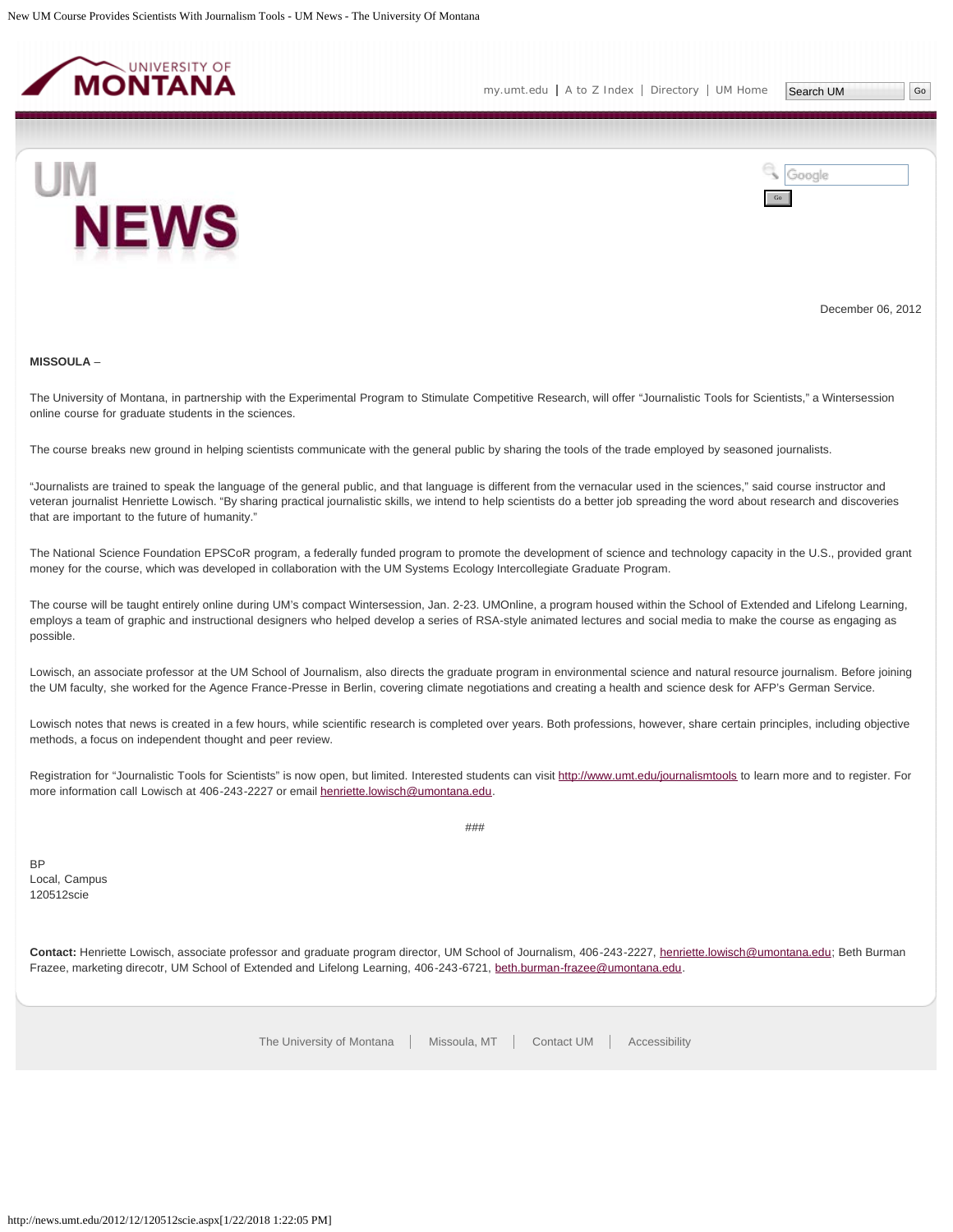December 06, 2012

**MISSOULA** –

The University of Montana, in partnership with the Experimental Program to Stimulate Competitive Research, will offer "Journalistic Tools for Scientists," a Wintersession online course for graduate students in the sciences.

The course breaks new ground in helping scientists communicate with the general public by sharing the tools of the trade employed by seasoned journalists.

"Journalists are trained to speak the language of the general public, and that language is different from the vernacular used in the sciences," said course instructor and veteran journalist Henriette Lowisch. "By sharing practical journalistic skills, we intend to help scientists do a better job spreading the word about research and discoveries that are important to the future of humanity."

The National Science Foundation EPSCoR program, a federally funded program to promote the development of science and technology capacity in the U.S., provided grant money for the course, which was developed in collaboration with the UM Systems Ecology Intercollegiate Graduate Program.

The course will be taught entirely online during UM's compact Wintersession, Jan. 2-23. UMOnline, a program housed within the School of Extended and Lifelong Learning, employs a team of graphic and instructional designers who helped develop a series of RSA-style animated lectures and social media to make the course as engaging as possible.

Lowisch, an associate professor at the UM School of Journalism, also directs the graduate program in environmental science and natural resource journalism. Before joining the UM faculty, she worked for the Agence France-Presse in Berlin, covering climate negotiations and creating a health and science desk for AFP's German Service.

Lowisch notes that news is created in a few hours, while scientific research is completed over years. Both professions, however, share certain principles, including objective methods, a focus on independent thought and peer review.

Registration for "Journalistic Tools for Scientists" is now open, but limited. Interested students can visit http://www.umt.edu/journalismtools to learn more and to register. For more information call Lowisch at 406-243-2227 or email henriette.lowisch@umontana.edu.

###

BP
Local, Campus
120512scie

**Contact:** Henriette Lowisch, associate professor and graduate program director, UM School of Journalism, 406-243-2227, henriette.lowisch@umontana.edu; Beth Burman Frazee, marketing direcotr, UM School of Extended and Lifelong Learning, 406-243-6721, beth.burman-frazee@umontana.edu.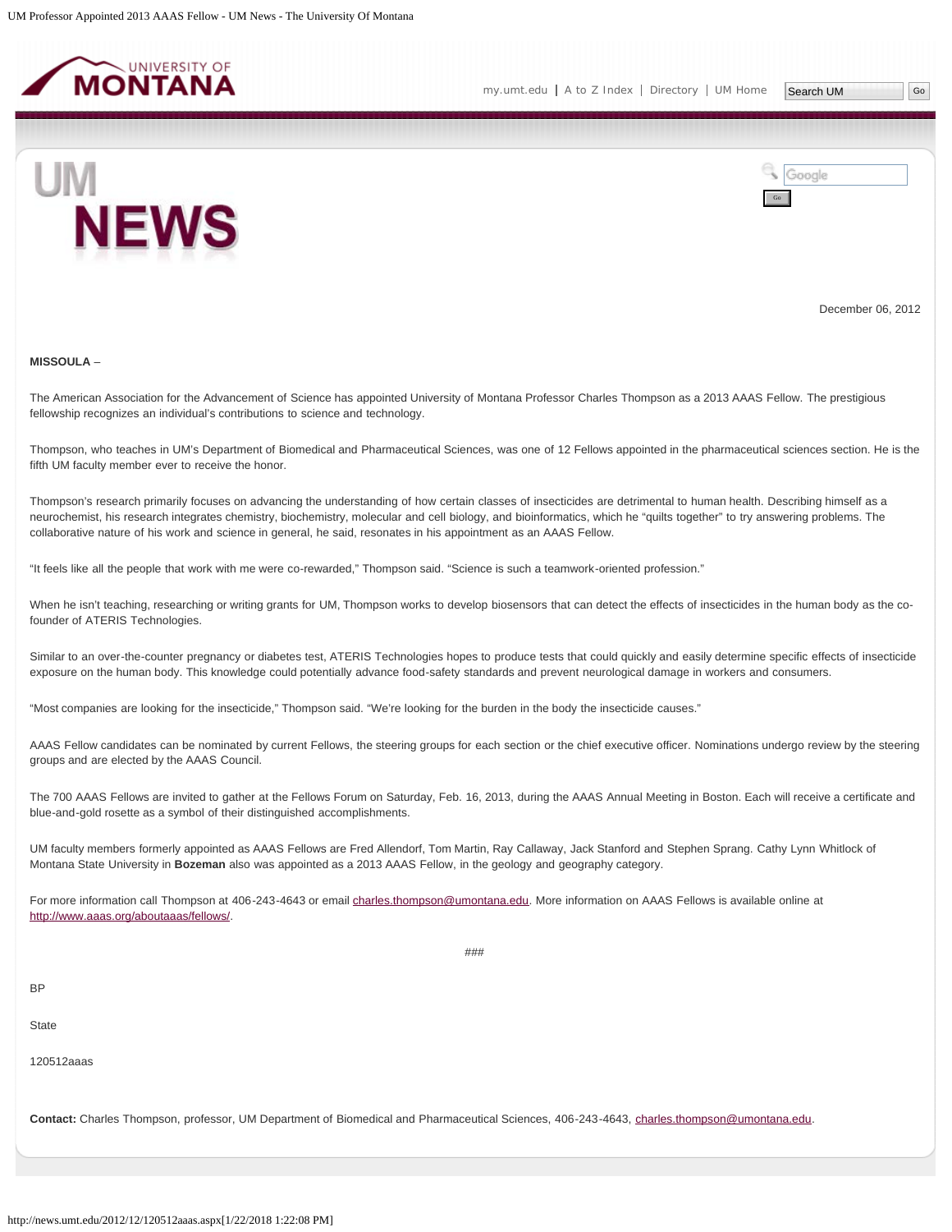December 06, 2012

**MISSOULA** –

The American Association for the Advancement of Science has appointed University of Montana Professor Charles Thompson as a 2013 AAAS Fellow. The prestigious fellowship recognizes an individual's contributions to science and technology.

Thompson, who teaches in UM's Department of Biomedical and Pharmaceutical Sciences, was one of 12 Fellows appointed in the pharmaceutical sciences section. He is the fifth UM faculty member ever to receive the honor.

Thompson's research primarily focuses on advancing the understanding of how certain classes of insecticides are detrimental to human health. Describing himself as a neurochemist, his research integrates chemistry, biochemistry, molecular and cell biology, and bioinformatics, which he "quilts together" to try answering problems. The collaborative nature of his work and science in general, he said, resonates in his appointment as an AAAS Fellow.

"It feels like all the people that work with me were co-rewarded," Thompson said. "Science is such a teamwork-oriented profession."

When he isn't teaching, researching or writing grants for UM, Thompson works to develop biosensors that can detect the effects of insecticides in the human body as the co-founder of ATERIS Technologies.

Similar to an over-the-counter pregnancy or diabetes test, ATERIS Technologies hopes to produce tests that could quickly and easily determine specific effects of insecticide exposure on the human body. This knowledge could potentially advance food-safety standards and prevent neurological damage in workers and consumers.

"Most companies are looking for the insecticide," Thompson said. "We're looking for the burden in the body the insecticide causes."

AAAS Fellow candidates can be nominated by current Fellows, the steering groups for each section or the chief executive officer. Nominations undergo review by the steering groups and are elected by the AAAS Council.

The 700 AAAS Fellows are invited to gather at the Fellows Forum on Saturday, Feb. 16, 2013, during the AAAS Annual Meeting in Boston. Each will receive a certificate and blue-and-gold rosette as a symbol of their distinguished accomplishments.

UM faculty members formerly appointed as AAAS Fellows are Fred Allendorf, Tom Martin, Ray Callaway, Jack Stanford and Stephen Sprang. Cathy Lynn Whitlock of Montana State University in **Bozeman** also was appointed as a 2013 AAAS Fellow, in the geology and geography category.

For more information call Thompson at 406-243-4643 or email charles.thompson@umontana.edu. More information on AAAS Fellows is available online at http://www.aaas.org/aboutaaas/fellows/.

###

BP

State

120512aaas

**Contact:** Charles Thompson, professor, UM Department of Biomedical and Pharmaceutical Sciences, 406-243-4643, charles.thompson@umontana.edu.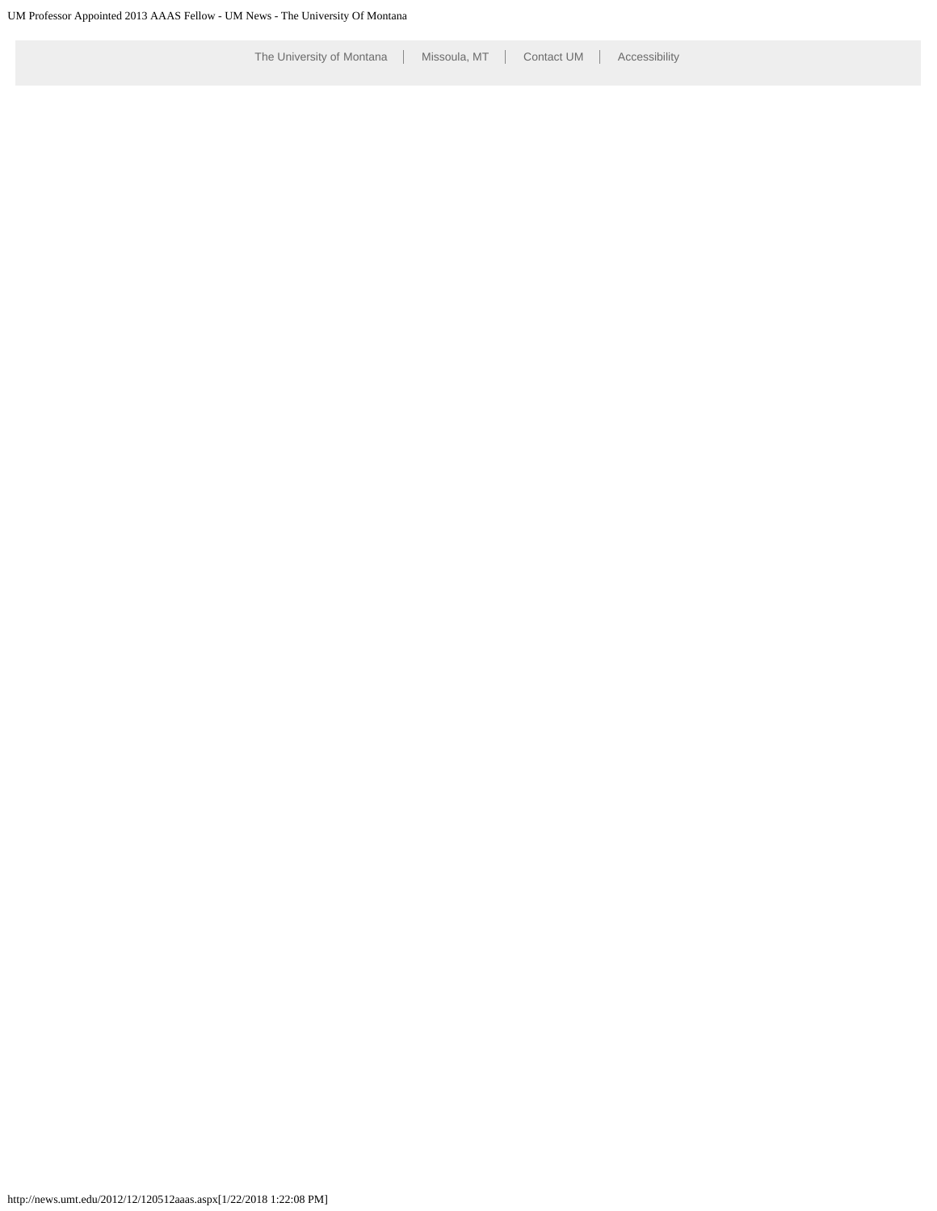The University of Montana | Missoula, MT | Contact UM | Accessibility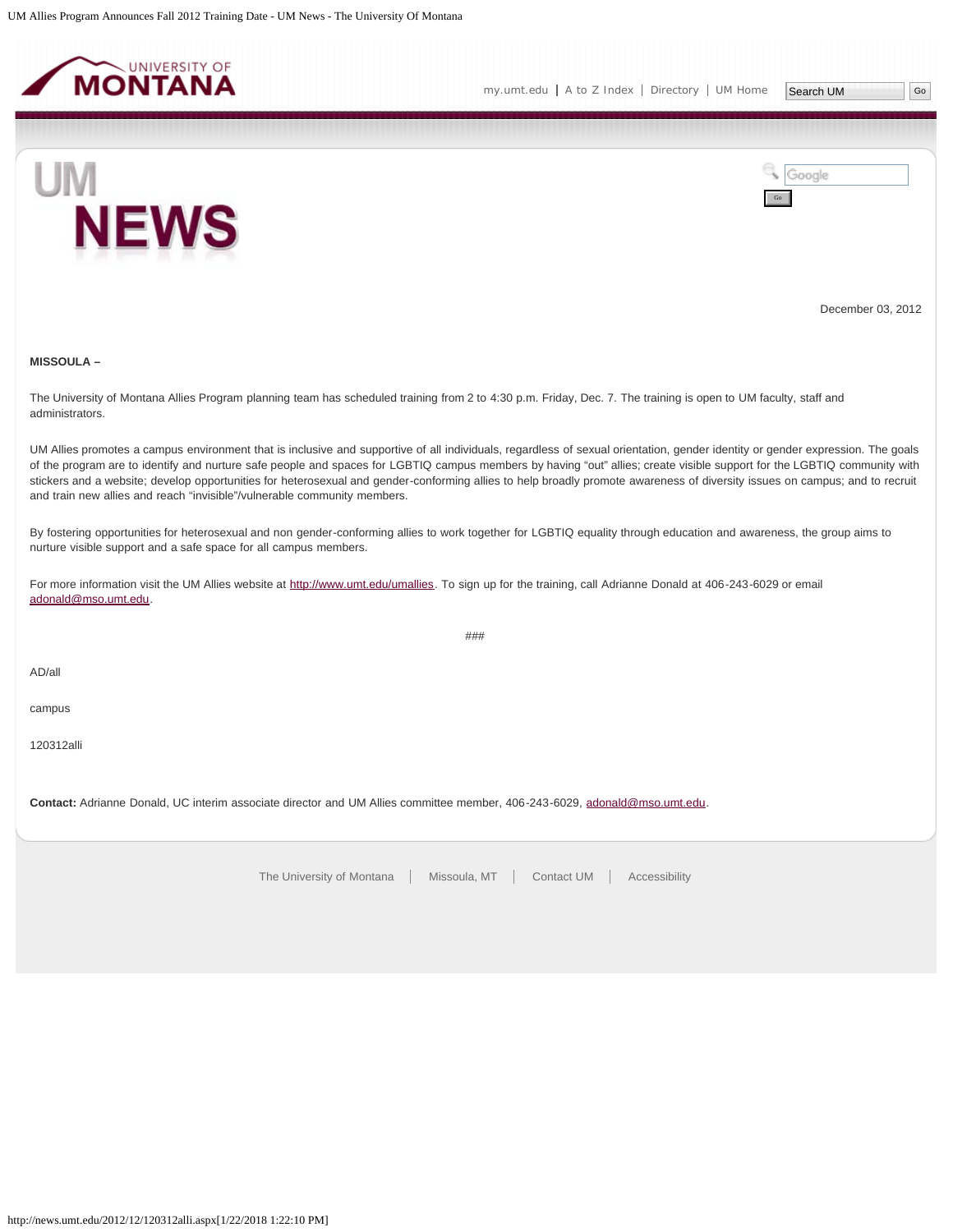December 03, 2012

**MISSOULA –**

The University of Montana Allies Program planning team has scheduled training from 2 to 4:30 p.m. Friday, Dec. 7. The training is open to UM faculty, staff and administrators.

UM Allies promotes a campus environment that is inclusive and supportive of all individuals, regardless of sexual orientation, gender identity or gender expression. The goals of the program are to identify and nurture safe people and spaces for LGBTIQ campus members by having "out" allies; create visible support for the LGBTIQ community with stickers and a website; develop opportunities for heterosexual and gender-conforming allies to help broadly promote awareness of diversity issues on campus; and to recruit and train new allies and reach "invisible"/vulnerable community members.

By fostering opportunities for heterosexual and non gender-conforming allies to work together for LGBTIQ equality through education and awareness, the group aims to nurture visible support and a safe space for all campus members.

For more information visit the UM Allies website at http://www.umt.edu/umallies. To sign up for the training, call Adrianne Donald at 406-243-6029 or email adonald@mso.umt.edu.

###

AD/all

campus

120312alli

**Contact:** Adrianne Donald, UC interim associate director and UM Allies committee member, 406-243-6029, adonald@mso.umt.edu.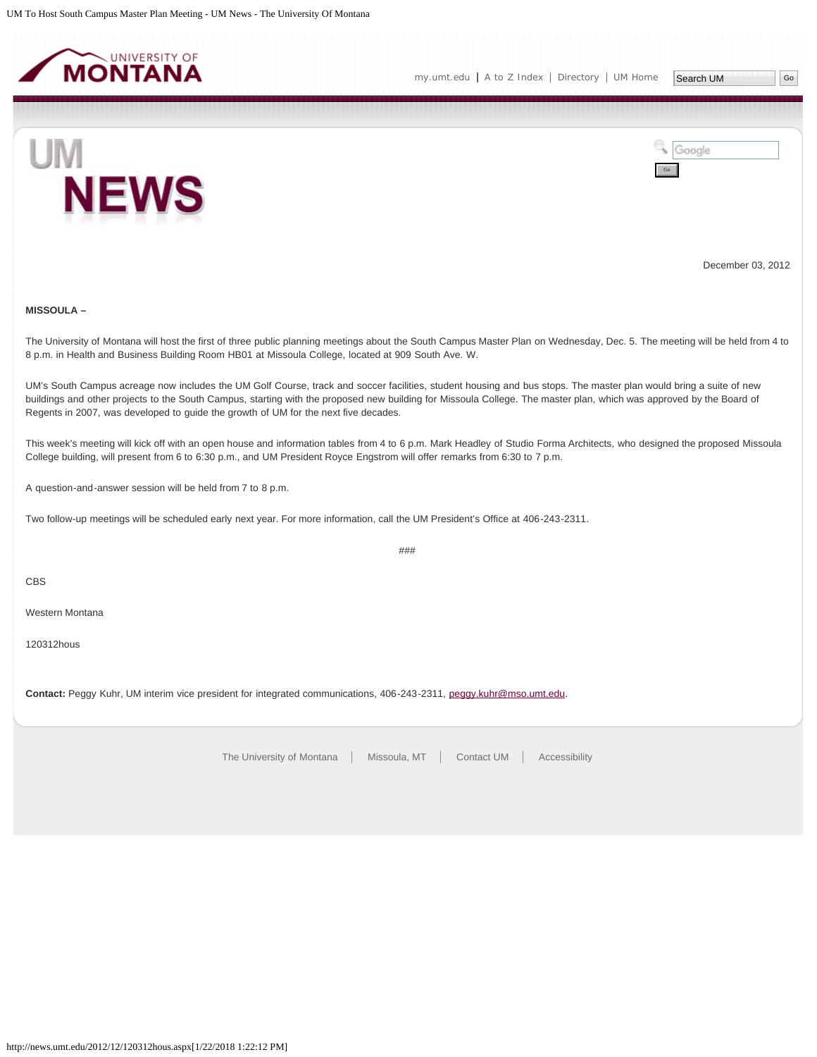December 03, 2012

**MISSOULA –**

The University of Montana will host the first of three public planning meetings about the South Campus Master Plan on Wednesday, Dec. 5. The meeting will be held from 4 to 8 p.m. in Health and Business Building Room HB01 at Missoula College, located at 909 South Ave. W.

UM's South Campus acreage now includes the UM Golf Course, track and soccer facilities, student housing and bus stops. The master plan would bring a suite of new buildings and other projects to the South Campus, starting with the proposed new building for Missoula College. The master plan, which was approved by the Board of Regents in 2007, was developed to guide the growth of UM for the next five decades.

This week's meeting will kick off with an open house and information tables from 4 to 6 p.m. Mark Headley of Studio Forma Architects, who designed the proposed Missoula College building, will present from 6 to 6:30 p.m., and UM President Royce Engstrom will offer remarks from 6:30 to 7 p.m.

A question-and-answer session will be held from 7 to 8 p.m.

Two follow-up meetings will be scheduled early next year. For more information, call the UM President's Office at 406-243-2311.

###

CBS

Western Montana

120312hous

**Contact:** Peggy Kuhr, UM interim vice president for integrated communications, 406-243-2311, peggy.kuhr@mso.umt.edu.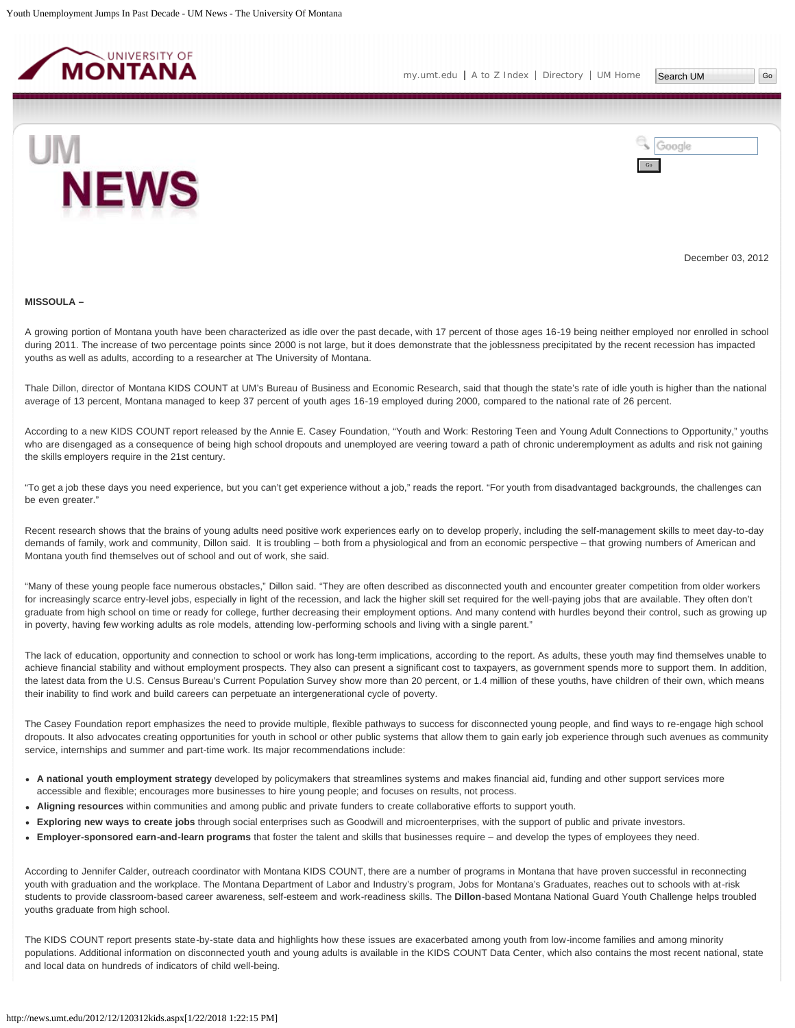December 03, 2012

**MISSOULA –**

A growing portion of Montana youth have been characterized as idle over the past decade, with 17 percent of those ages 16-19 being neither employed nor enrolled in school during 2011. The increase of two percentage points since 2000 is not large, but it does demonstrate that the joblessness precipitated by the recent recession has impacted youths as well as adults, according to a researcher at The University of Montana.

Thale Dillon, director of Montana KIDS COUNT at UM's Bureau of Business and Economic Research, said that though the state's rate of idle youth is higher than the national average of 13 percent, Montana managed to keep 37 percent of youth ages 16-19 employed during 2000, compared to the national rate of 26 percent.

According to a new KIDS COUNT report released by the Annie E. Casey Foundation, "Youth and Work: Restoring Teen and Young Adult Connections to Opportunity," youths who are disengaged as a consequence of being high school dropouts and unemployed are veering toward a path of chronic underemployment as adults and risk not gaining the skills employers require in the 21st century.

"To get a job these days you need experience, but you can't get experience without a job," reads the report. "For youth from disadvantaged backgrounds, the challenges can be even greater."

Recent research shows that the brains of young adults need positive work experiences early on to develop properly, including the self-management skills to meet day-to-day demands of family, work and community, Dillon said. It is troubling – both from a physiological and from an economic perspective – that growing numbers of American and Montana youth find themselves out of school and out of work, she said.

"Many of these young people face numerous obstacles," Dillon said. "They are often described as disconnected youth and encounter greater competition from older workers for increasingly scarce entry-level jobs, especially in light of the recession, and lack the higher skill set required for the well-paying jobs that are available. They often don't graduate from high school on time or ready for college, further decreasing their employment options. And many contend with hurdles beyond their control, such as growing up in poverty, having few working adults as role models, attending low-performing schools and living with a single parent."

The lack of education, opportunity and connection to school or work has long-term implications, according to the report. As adults, these youth may find themselves unable to achieve financial stability and without employment prospects. They also can present a significant cost to taxpayers, as government spends more to support them. In addition, the latest data from the U.S. Census Bureau's Current Population Survey show more than 20 percent, or 1.4 million of these youths, have children of their own, which means their inability to find work and build careers can perpetuate an intergenerational cycle of poverty.

The Casey Foundation report emphasizes the need to provide multiple, flexible pathways to success for disconnected young people, and find ways to re-engage high school dropouts. It also advocates creating opportunities for youth in school or other public systems that allow them to gain early job experience through such avenues as community service, internships and summer and part-time work. Its major recommendations include:

- **A national youth employment strategy** developed by policymakers that streamlines systems and makes financial aid, funding and other support services more accessible and flexible; encourages more businesses to hire young people; and focuses on results, not process.
- **Aligning resources** within communities and among public and private funders to create collaborative efforts to support youth.
- **Exploring new ways to create jobs** through social enterprises such as Goodwill and microenterprises, with the support of public and private investors.
- **Employer-sponsored earn-and-learn programs** that foster the talent and skills that businesses require – and develop the types of employees they need.

According to Jennifer Calder, outreach coordinator with Montana KIDS COUNT, there are a number of programs in Montana that have proven successful in reconnecting youth with graduation and the workplace. The Montana Department of Labor and Industry's program, Jobs for Montana's Graduates, reaches out to schools with at-risk students to provide classroom-based career awareness, self-esteem and work-readiness skills. The **Dillon**-based Montana National Guard Youth Challenge helps troubled youths graduate from high school.

The KIDS COUNT report presents state-by-state data and highlights how these issues are exacerbated among youth from low-income families and among minority populations. Additional information on disconnected youth and young adults is available in the KIDS COUNT Data Center, which also contains the most recent national, state and local data on hundreds of indicators of child well-being.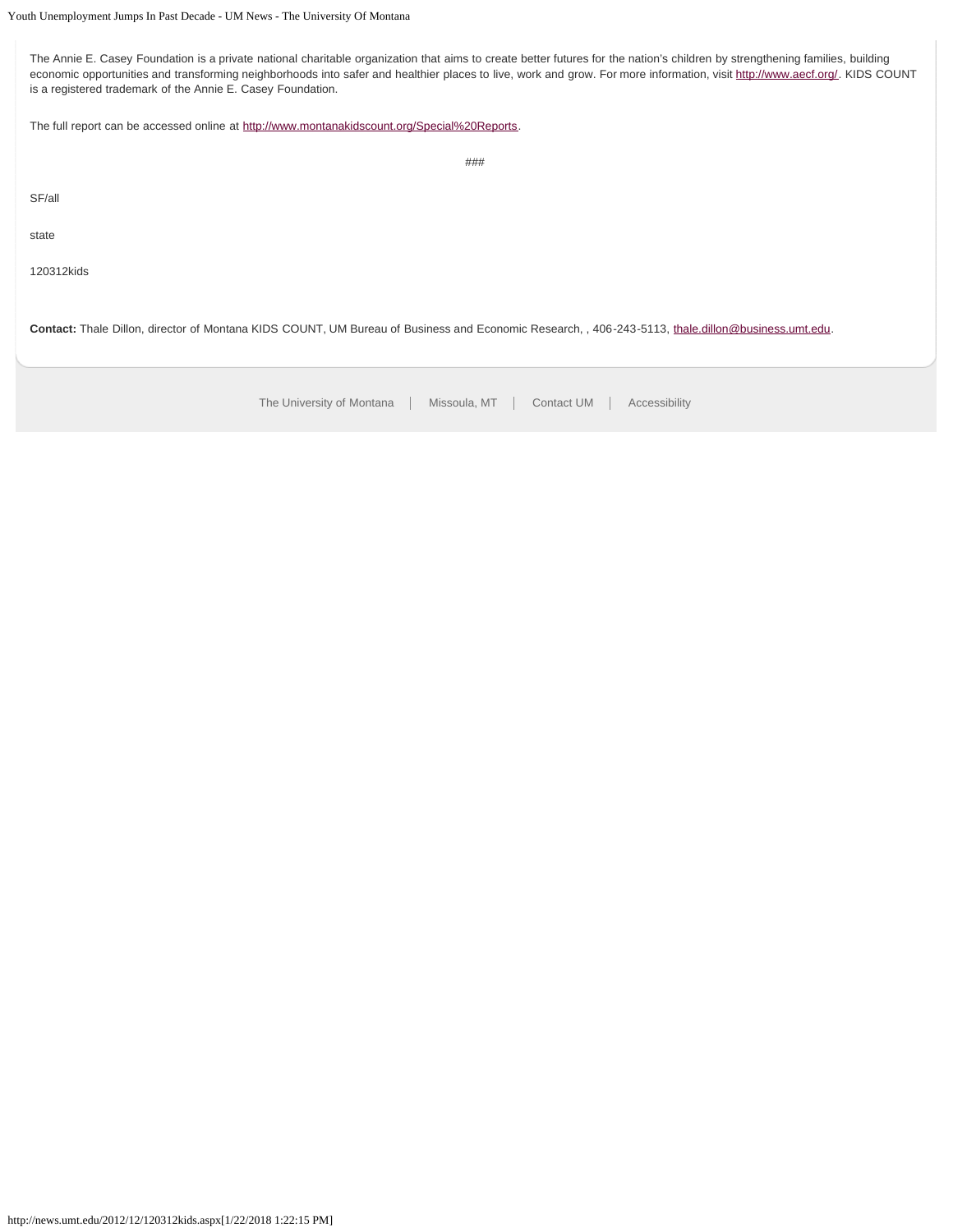The Annie E. Casey Foundation is a private national charitable organization that aims to create better futures for the nation's children by strengthening families, building economic opportunities and transforming neighborhoods into safer and healthier places to live, work and grow. For more information, visit http://www.aecf.org/. KIDS COUNT is a registered trademark of the Annie E. Casey Foundation.

The full report can be accessed online at http://www.montanakidscount.org/Special%20Reports.

###

SF/all

state

120312kids

**Contact:** Thale Dillon, director of Montana KIDS COUNT, UM Bureau of Business and Economic Research, , 406-243-5113, thale.dillon@business.umt.edu.

The University of Montana | Missoula, MT | Contact UM | Accessibility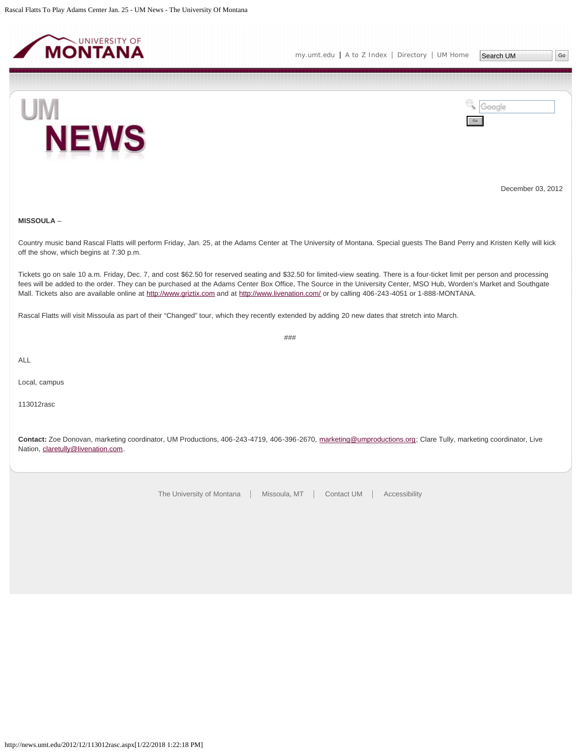December 03, 2012

**MISSOULA** –

Country music band Rascal Flatts will perform Friday, Jan. 25, at the Adams Center at The University of Montana. Special guests The Band Perry and Kristen Kelly will kick off the show, which begins at 7:30 p.m.

Tickets go on sale 10 a.m. Friday, Dec. 7, and cost $62.50 for reserved seating and $32.50 for limited-view seating. There is a four-ticket limit per person and processing fees will be added to the order. They can be purchased at the Adams Center Box Office, The Source in the University Center, MSO Hub, Worden's Market and Southgate Mall. Tickets also are available online at http://www.griztix.com and at http://www.livenation.com/ or by calling 406-243-4051 or 1-888-MONTANA.

Rascal Flatts will visit Missoula as part of their "Changed" tour, which they recently extended by adding 20 new dates that stretch into March.

###

ALL

Local, campus

113012rasc

**Contact:** Zoe Donovan, marketing coordinator, UM Productions, 406-243-4719, 406-396-2670, marketing@umproductions.org; Clare Tully, marketing coordinator, Live Nation, claretully@livenation.com.